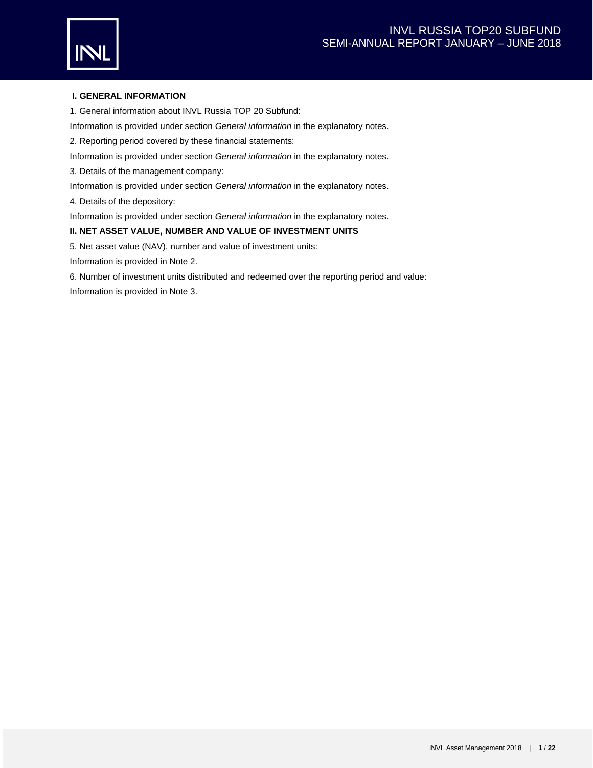## I. GENERAL INFORMATION

1. General information about INVL Russia TOP 20 Subfund:

Information is provided under section *General information* in the explanatory notes.

2. Reporting period covered by these financial statements:

Information is provided under section *General information* in the explanatory notes.

3. Details of the management company:

Information is provided under section *General information* in the explanatory notes.

4. Details of the depository:

Information is provided under section *General information* in the explanatory notes.

## II. NET ASSET VALUE, NUMBER AND VALUE OF INVESTMENT UNITS

5. Net asset value (NAV), number and value of investment units:

Information is provided in Note 2.

6. Number of investment units distributed and redeemed over the reporting period and value:

Information is provided in Note 3.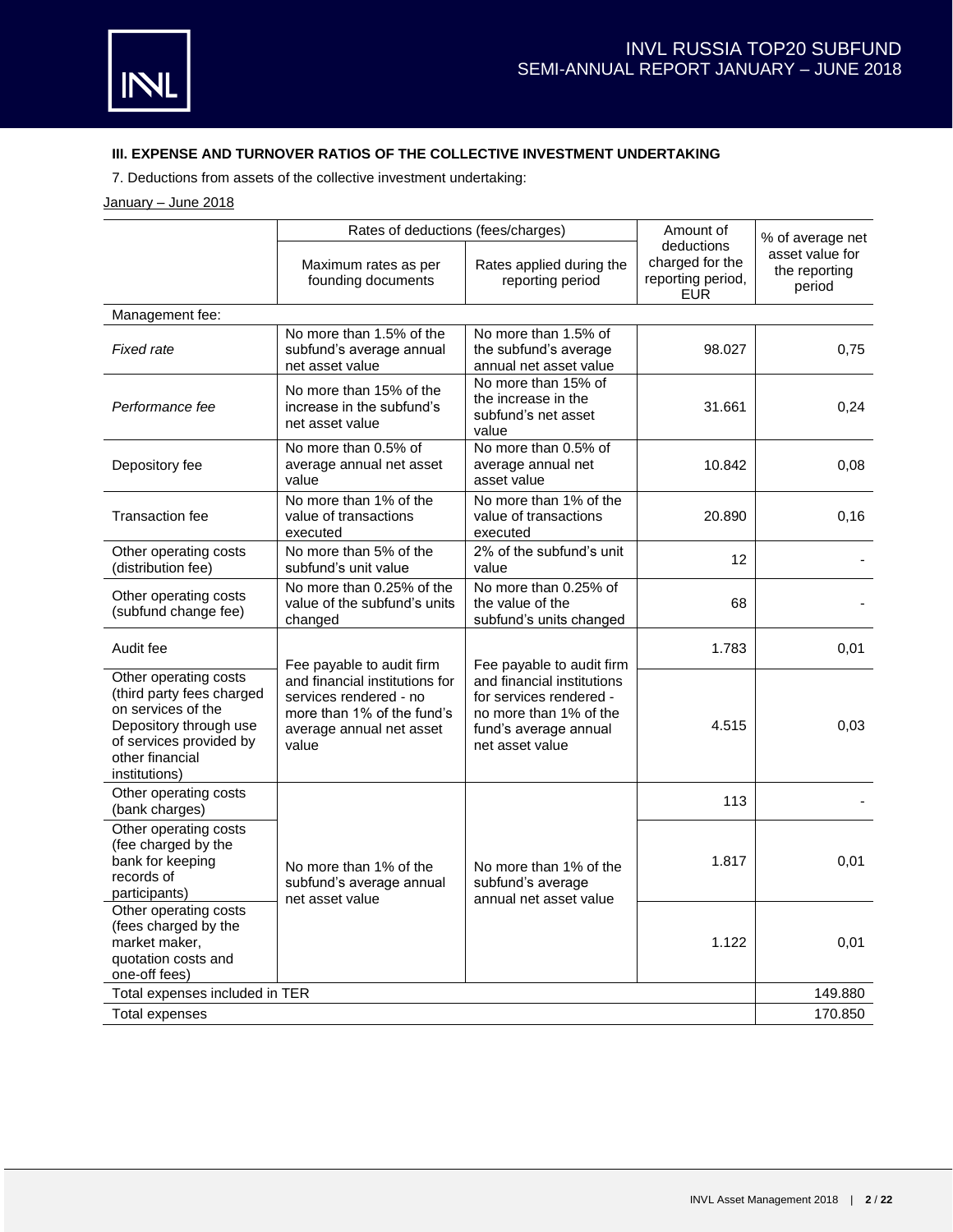### III. EXPENSE AND TURNOVER RATIOS OF THE COLLECTIVE INVESTMENT UNDERTAKING

7. Deductions from assets of the collective investment undertaking:

January – June 2018

| | Rates of deductions (fees/charges) | | Amount of deductions charged for the reporting period, EUR | % of average net asset value for the reporting period |
|---|---|---|---|---|
| | Maximum rates as per founding documents | Rates applied during the reporting period | | |
| Management fee: | | | | |
| *Fixed rate* | No more than 1.5% of the subfund's average annual net asset value | No more than 1.5% of the subfund's average annual net asset value | 98.027 | 0,75 |
| *Performance fee* | No more than 15% of the increase in the subfund's net asset value | No more than 15% of the increase in the subfund's net asset value | 31.661 | 0,24 |
| Depository fee | No more than 0.5% of average annual net asset value | No more than 0.5% of average annual net asset value | 10.842 | 0,08 |
| Transaction fee | No more than 1% of the value of transactions executed | No more than 1% of the value of transactions executed | 20.890 | 0,16 |
| Other operating costs (distribution fee) | No more than 5% of the subfund's unit value | 2% of the subfund's unit value | 12 | - |
| Other operating costs (subfund change fee) | No more than 0.25% of the value of the subfund's units changed | No more than 0.25% of the value of the subfund's units changed | 68 | - |
| Audit fee | Fee payable to audit firm and financial institutions for services rendered - no more than 1% of the fund's average annual net asset value | Fee payable to audit firm and financial institutions for services rendered - no more than 1% of the fund's average annual net asset value | 1.783 | 0,01 |
| Other operating costs (third party fees charged on services of the Depository through use of services provided by other financial institutions) | | | 4.515 | 0,03 |
| Other operating costs (bank charges) | No more than 1% of the subfund's average annual net asset value | No more than 1% of the subfund's average annual net asset value | 113 | - |
| Other operating costs (fee charged by the bank for keeping records of participants) | | | 1.817 | 0,01 |
| Other operating costs (fees charged by the market maker, quotation costs and one-off fees) | | | 1.122 | 0,01 |
| Total expenses included in TER | | | | 149.880 |
| Total expenses | | | | 170.850 |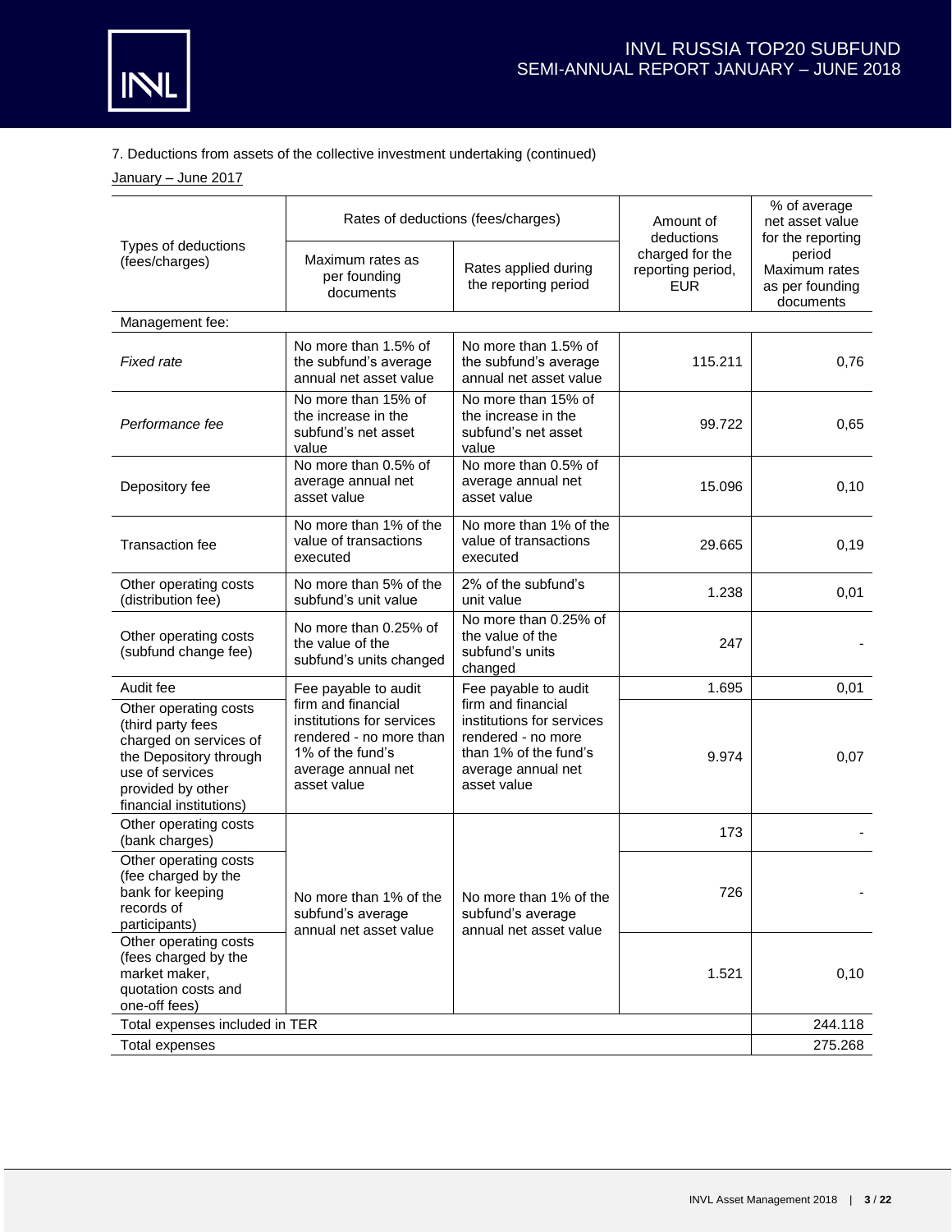7. Deductions from assets of the collective investment undertaking (continued)

January – June 2017

| Types of deductions (fees/charges) | Rates of deductions (fees/charges) | | Amount of deductions charged for the reporting period, EUR | % of average net asset value for the reporting period Maximum rates as per founding documents |
|---|---|---|---|---|
| | Maximum rates as per founding documents | Rates applied during the reporting period | | |
| Management fee: | | | | |
| *Fixed rate* | No more than 1.5% of the subfund's average annual net asset value | No more than 1.5% of the subfund's average annual net asset value | 115.211 | 0,76 |
| *Performance fee* | No more than 15% of the increase in the subfund's net asset value | No more than 15% of the increase in the subfund's net asset value | 99.722 | 0,65 |
| Depository fee | No more than 0.5% of average annual net asset value | No more than 0.5% of average annual net asset value | 15.096 | 0,10 |
| Transaction fee | No more than 1% of the value of transactions executed | No more than 1% of the value of transactions executed | 29.665 | 0,19 |
| Other operating costs (distribution fee) | No more than 5% of the subfund's unit value | 2% of the subfund's unit value | 1.238 | 0,01 |
| Other operating costs (subfund change fee) | No more than 0.25% of the value of the subfund's units changed | No more than 0.25% of the value of the subfund's units changed | 247 | - |
| Audit fee | Fee payable to audit firm and financial institutions for services rendered - no more than 1% of the fund's average annual net asset value | Fee payable to audit firm and financial institutions for services rendered - no more than 1% of the fund's average annual net asset value | 1.695 | 0,01 |
| Other operating costs (third party fees charged on services of the Depository through use of services provided by other financial institutions) | | | 9.974 | 0,07 |
| Other operating costs (bank charges) | No more than 1% of the subfund's average annual net asset value | No more than 1% of the subfund's average annual net asset value | 173 | - |
| Other operating costs (fee charged by the bank for keeping records of participants) | | | 726 | - |
| Other operating costs (fees charged by the market maker, quotation costs and one-off fees) | | | 1.521 | 0,10 |
| Total expenses included in TER | | | | 244.118 |
| Total expenses | | | | 275.268 |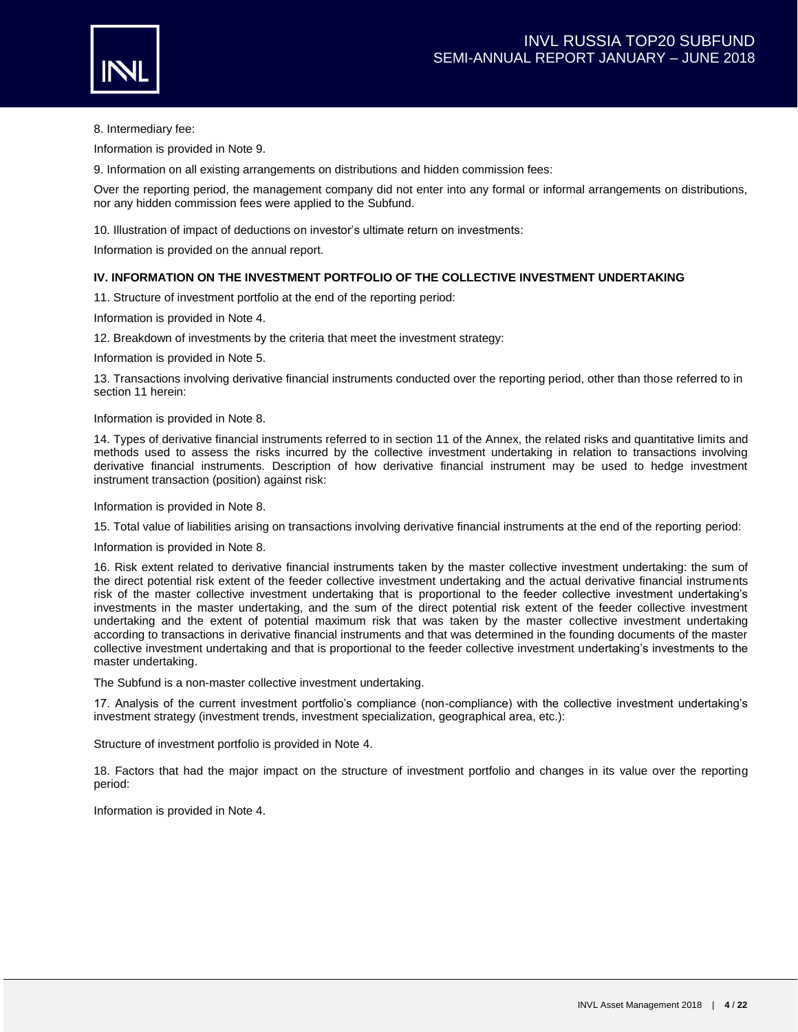8. Intermediary fee:

Information is provided in Note 9.

9. Information on all existing arrangements on distributions and hidden commission fees:

Over the reporting period, the management company did not enter into any formal or informal arrangements on distributions, nor any hidden commission fees were applied to the Subfund.

10. Illustration of impact of deductions on investor's ultimate return on investments:

Information is provided on the annual report.

**IV. INFORMATION ON THE INVESTMENT PORTFOLIO OF THE COLLECTIVE INVESTMENT UNDERTAKING**

11. Structure of investment portfolio at the end of the reporting period:

Information is provided in Note 4.

12. Breakdown of investments by the criteria that meet the investment strategy:

Information is provided in Note 5.

13. Transactions involving derivative financial instruments conducted over the reporting period, other than those referred to in section 11 herein:

Information is provided in Note 8.

14. Types of derivative financial instruments referred to in section 11 of the Annex, the related risks and quantitative limits and methods used to assess the risks incurred by the collective investment undertaking in relation to transactions involving derivative financial instruments. Description of how derivative financial instrument may be used to hedge investment instrument transaction (position) against risk:

Information is provided in Note 8.

15. Total value of liabilities arising on transactions involving derivative financial instruments at the end of the reporting period:

Information is provided in Note 8.

16. Risk extent related to derivative financial instruments taken by the master collective investment undertaking: the sum of the direct potential risk extent of the feeder collective investment undertaking and the actual derivative financial instruments risk of the master collective investment undertaking that is proportional to the feeder collective investment undertaking's investments in the master undertaking, and the sum of the direct potential risk extent of the feeder collective investment undertaking and the extent of potential maximum risk that was taken by the master collective investment undertaking according to transactions in derivative financial instruments and that was determined in the founding documents of the master collective investment undertaking and that is proportional to the feeder collective investment undertaking's investments to the master undertaking.

The Subfund is a non-master collective investment undertaking.

17. Analysis of the current investment portfolio's compliance (non-compliance) with the collective investment undertaking's investment strategy (investment trends, investment specialization, geographical area, etc.):

Structure of investment portfolio is provided in Note 4.

18. Factors that had the major impact on the structure of investment portfolio and changes in its value over the reporting period:

Information is provided in Note 4.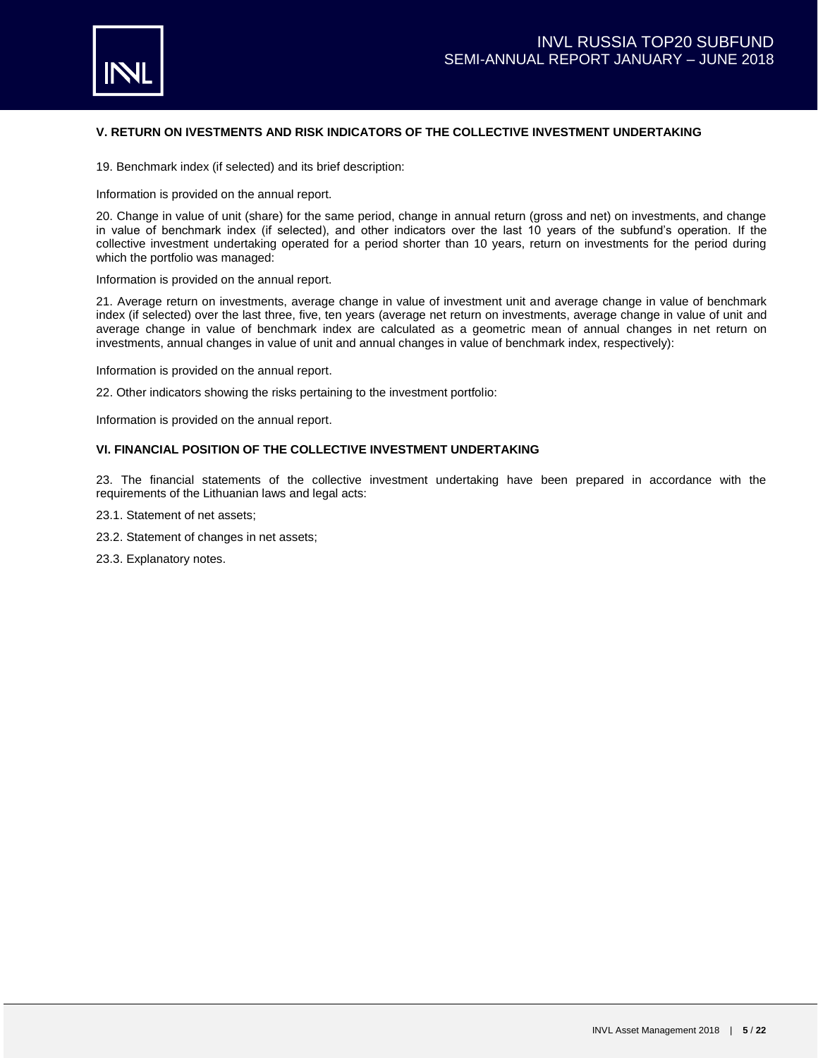## V. RETURN ON IVESTMENTS AND RISK INDICATORS OF THE COLLECTIVE INVESTMENT UNDERTAKING

19. Benchmark index (if selected) and its brief description:

Information is provided on the annual report.

20. Change in value of unit (share) for the same period, change in annual return (gross and net) on investments, and change in value of benchmark index (if selected), and other indicators over the last 10 years of the subfund's operation. If the collective investment undertaking operated for a period shorter than 10 years, return on investments for the period during which the portfolio was managed:

Information is provided on the annual report.

21. Average return on investments, average change in value of investment unit and average change in value of benchmark index (if selected) over the last three, five, ten years (average net return on investments, average change in value of unit and average change in value of benchmark index are calculated as a geometric mean of annual changes in net return on investments, annual changes in value of unit and annual changes in value of benchmark index, respectively):

Information is provided on the annual report.

22. Other indicators showing the risks pertaining to the investment portfolio:

Information is provided on the annual report.

## VI. FINANCIAL POSITION OF THE COLLECTIVE INVESTMENT UNDERTAKING

23. The financial statements of the collective investment undertaking have been prepared in accordance with the requirements of the Lithuanian laws and legal acts:

23.1. Statement of net assets;

23.2. Statement of changes in net assets;

23.3. Explanatory notes.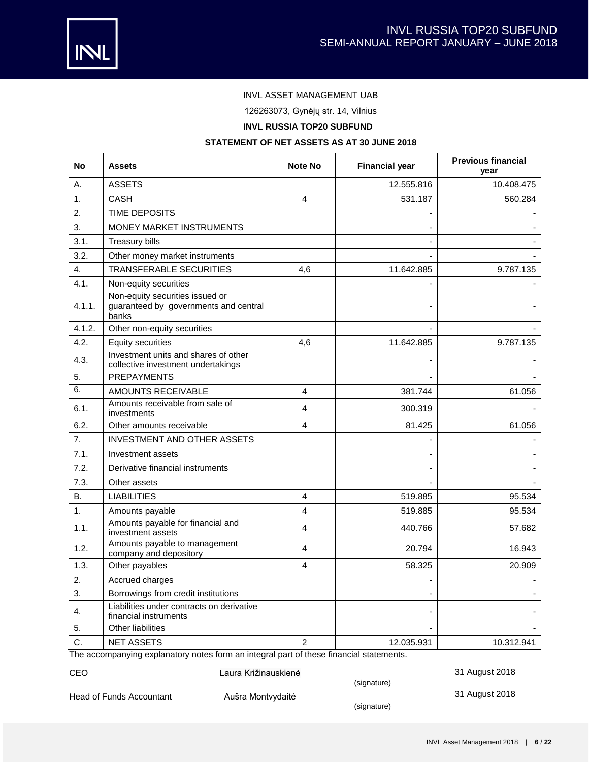INVL ASSET MANAGEMENT UAB

126263073, Gynėjų str. 14, Vilnius

**INVL RUSSIA TOP20 SUBFUND**

**STATEMENT OF NET ASSETS AS AT 30 JUNE 2018**

| No | Assets | Note No | Financial year | Previous financial year |
|---|---|---|---|---|
| A. | ASSETS | | 12.555.816 | 10.408.475 |
| 1. | CASH | 4 | 531.187 | 560.284 |
| 2. | TIME DEPOSITS | | - | - |
| 3. | MONEY MARKET INSTRUMENTS | | - | - |
| 3.1. | Treasury bills | | - | - |
| 3.2. | Other money market instruments | | - | - |
| 4. | TRANSFERABLE SECURITIES | 4,6 | 11.642.885 | 9.787.135 |
| 4.1. | Non-equity securities | | - | - |
| 4.1.1. | Non-equity securities issued or guaranteed by governments and central banks | | - | - |
| 4.1.2. | Other non-equity securities | | - | - |
| 4.2. | Equity securities | 4,6 | 11.642.885 | 9.787.135 |
| 4.3. | Investment units and shares of other collective investment undertakings | | - | - |
| 5. | PREPAYMENTS | | - | - |
| 6. | AMOUNTS RECEIVABLE | 4 | 381.744 | 61.056 |
| 6.1. | Amounts receivable from sale of investments | 4 | 300.319 | - |
| 6.2. | Other amounts receivable | 4 | 81.425 | 61.056 |
| 7. | INVESTMENT AND OTHER ASSETS | | - | - |
| 7.1. | Investment assets | | - | - |
| 7.2. | Derivative financial instruments | | - | - |
| 7.3. | Other assets | | - | - |
| B. | LIABILITIES | 4 | 519.885 | 95.534 |
| 1. | Amounts payable | 4 | 519.885 | 95.534 |
| 1.1. | Amounts payable for financial and investment assets | 4 | 440.766 | 57.682 |
| 1.2. | Amounts payable to management company and depository | 4 | 20.794 | 16.943 |
| 1.3. | Other payables | 4 | 58.325 | 20.909 |
| 2. | Accrued charges | | - | - |
| 3. | Borrowings from credit institutions | | - | - |
| 4. | Liabilities under contracts on derivative financial instruments | | - | - |
| 5. | Other liabilities | | - | - |
| C. | NET ASSETS | 2 | 12.035.931 | 10.312.941 |

The accompanying explanatory notes form an integral part of these financial statements.

| | | | |
|---|---|---|---|
| CEO | Laura Križinauskienė | (signature) | 31 August 2018 |
| Head of Funds Accountant | Aušra Montvydaitė | (signature) | 31 August 2018 |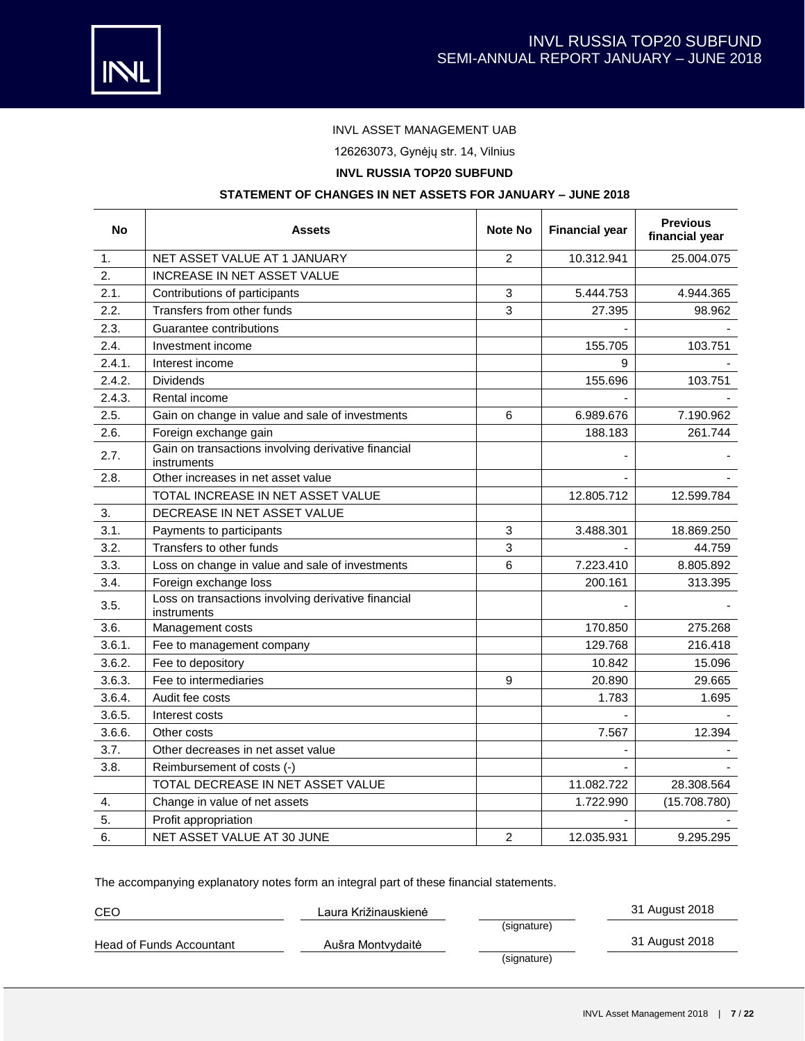INVL ASSET MANAGEMENT UAB

126263073, Gynėjų str. 14, Vilnius

**INVL RUSSIA TOP20 SUBFUND**

**STATEMENT OF CHANGES IN NET ASSETS FOR JANUARY – JUNE 2018**

| No | Assets | Note No | Financial year | Previous financial year |
|---|---|---|---|---|
| 1. | NET ASSET VALUE AT 1 JANUARY | 2 | 10.312.941 | 25.004.075 |
| 2. | INCREASE IN NET ASSET VALUE | | | |
| 2.1. | Contributions of participants | 3 | 5.444.753 | 4.944.365 |
| 2.2. | Transfers from other funds | 3 | 27.395 | 98.962 |
| 2.3. | Guarantee contributions | | - | - |
| 2.4. | Investment income | | 155.705 | 103.751 |
| 2.4.1. | Interest income | | 9 | - |
| 2.4.2. | Dividends | | 155.696 | 103.751 |
| 2.4.3. | Rental income | | - | - |
| 2.5. | Gain on change in value and sale of investments | 6 | 6.989.676 | 7.190.962 |
| 2.6. | Foreign exchange gain | | 188.183 | 261.744 |
| 2.7. | Gain on transactions involving derivative financial instruments | | - | - |
| 2.8. | Other increases in net asset value | | - | - |
| | TOTAL INCREASE IN NET ASSET VALUE | | 12.805.712 | 12.599.784 |
| 3. | DECREASE IN NET ASSET VALUE | | | |
| 3.1. | Payments to participants | 3 | 3.488.301 | 18.869.250 |
| 3.2. | Transfers to other funds | 3 | - | 44.759 |
| 3.3. | Loss on change in value and sale of investments | 6 | 7.223.410 | 8.805.892 |
| 3.4. | Foreign exchange loss | | 200.161 | 313.395 |
| 3.5. | Loss on transactions involving derivative financial instruments | | - | - |
| 3.6. | Management costs | | 170.850 | 275.268 |
| 3.6.1. | Fee to management company | | 129.768 | 216.418 |
| 3.6.2. | Fee to depository | | 10.842 | 15.096 |
| 3.6.3. | Fee to intermediaries | 9 | 20.890 | 29.665 |
| 3.6.4. | Audit fee costs | | 1.783 | 1.695 |
| 3.6.5. | Interest costs | | - | - |
| 3.6.6. | Other costs | | 7.567 | 12.394 |
| 3.7. | Other decreases in net asset value | | - | - |
| 3.8. | Reimbursement of costs (-) | | - | - |
| | TOTAL DECREASE IN NET ASSET VALUE | | 11.082.722 | 28.308.564 |
| 4. | Change in value of net assets | | 1.722.990 | (15.708.780) |
| 5. | Profit appropriation | | - | - |
| 6. | NET ASSET VALUE AT 30 JUNE | 2 | 12.035.931 | 9.295.295 |

The accompanying explanatory notes form an integral part of these financial statements.

| | | | |
|---|---|---|---|
| CEO | Laura Križinauskienė | (signature) | 31 August 2018 |
| Head of Funds Accountant | Aušra Montvydaitė | (signature) | 31 August 2018 |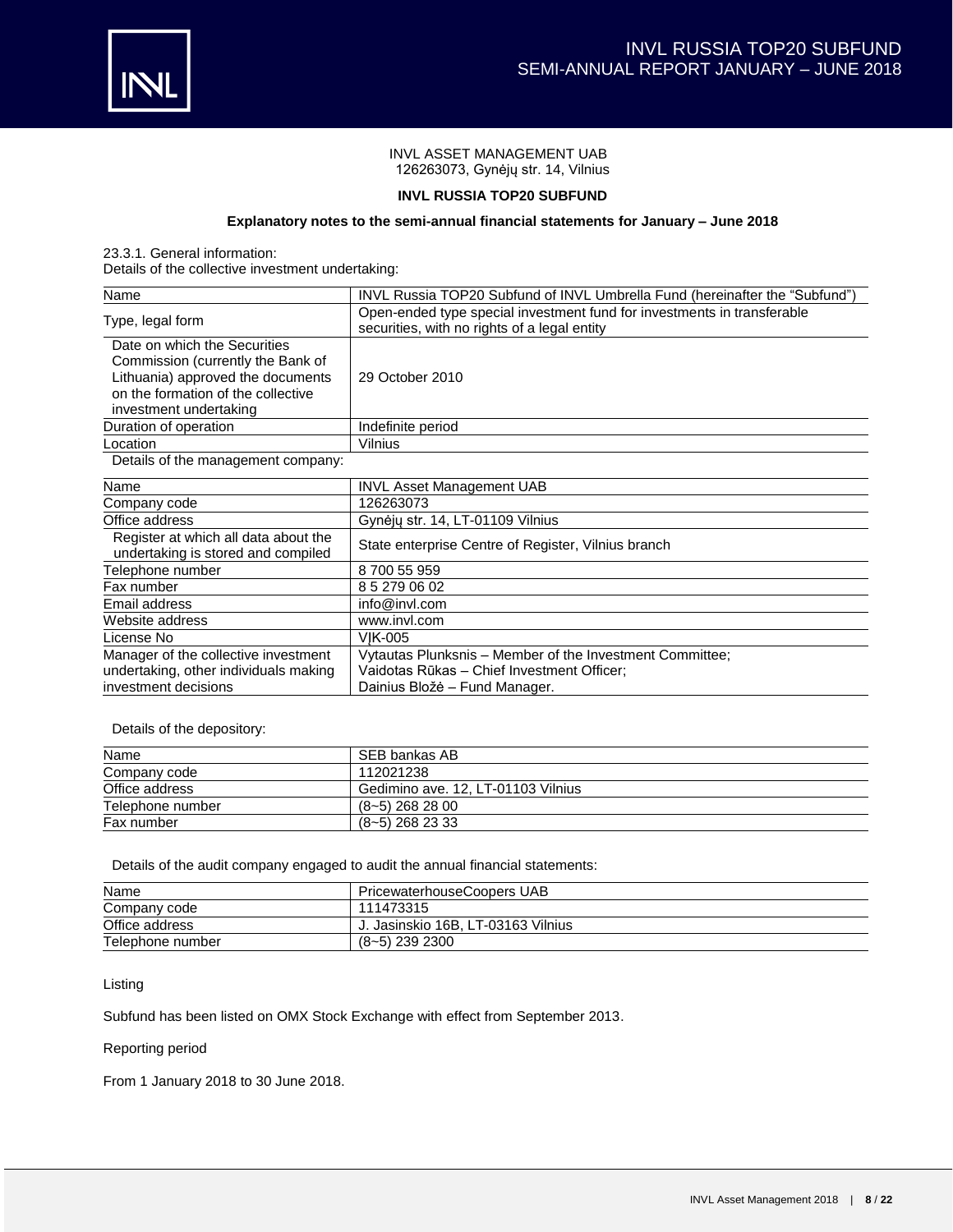INVL ASSET MANAGEMENT UAB
126263073, Gynėjų str. 14, Vilnius

**INVL RUSSIA TOP20 SUBFUND**

**Explanatory notes to the semi-annual financial statements for January – June 2018**

23.3.1. General information:

Details of the collective investment undertaking:

| Name | INVL Russia TOP20 Subfund of INVL Umbrella Fund (hereinafter the "Subfund") |
|---|---|
| Type, legal form | Open-ended type special investment fund for investments in transferable securities, with no rights of a legal entity |
| Date on which the Securities Commission (currently the Bank of Lithuania) approved the documents on the formation of the collective investment undertaking | 29 October 2010 |
| Duration of operation | Indefinite period |
| Location | Vilnius |

Details of the management company:

| Name | INVL Asset Management UAB |
|---|---|
| Company code | 126263073 |
| Office address | Gynėjų str. 14, LT-01109 Vilnius |
| Register at which all data about the undertaking is stored and compiled | State enterprise Centre of Register, Vilnius branch |
| Telephone number | 8 700 55 959 |
| Fax number | 8 5 279 06 02 |
| Email address | info@invl.com |
| Website address | www.invl.com |
| License No | VĮK-005 |
| Manager of the collective investment undertaking, other individuals making investment decisions | Vytautas Plunksnis – Member of the Investment Committee; Vaidotas Rūkas – Chief Investment Officer; Dainius Bložė – Fund Manager. |

Details of the depository:

| Name | SEB bankas AB |
|---|---|
| Company code | 112021238 |
| Office address | Gedimino ave. 12, LT-01103 Vilnius |
| Telephone number | (8~5) 268 28 00 |
| Fax number | (8~5) 268 23 33 |

Details of the audit company engaged to audit the annual financial statements:

| Name | PricewaterhouseCoopers UAB |
|---|---|
| Company code | 111473315 |
| Office address | J. Jasinskio 16B, LT-03163 Vilnius |
| Telephone number | (8~5) 239 2300 |

Listing

Subfund has been listed on OMX Stock Exchange with effect from September 2013.

Reporting period

From 1 January 2018 to 30 June 2018.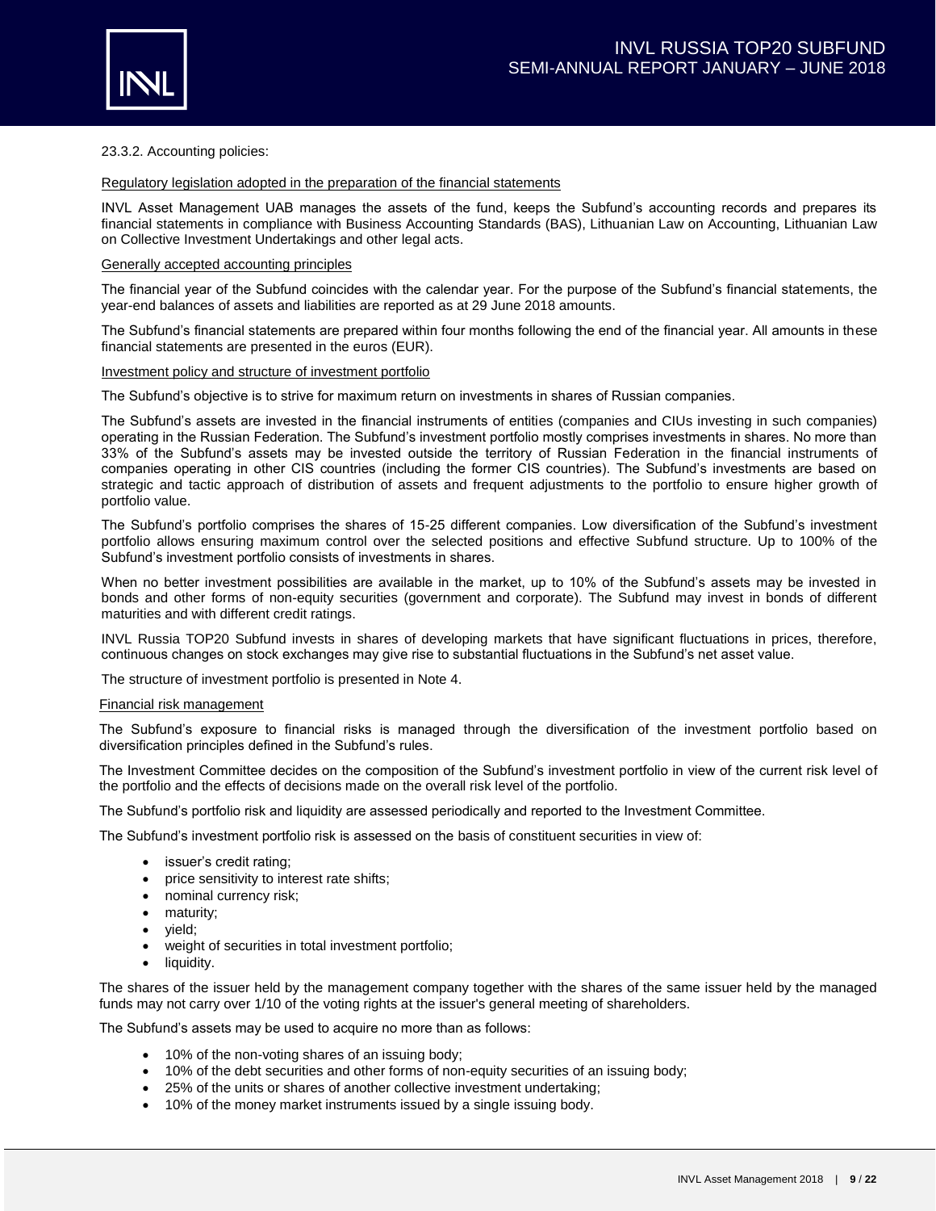23.3.2. Accounting policies:

Regulatory legislation adopted in the preparation of the financial statements

INVL Asset Management UAB manages the assets of the fund, keeps the Subfund's accounting records and prepares its financial statements in compliance with Business Accounting Standards (BAS), Lithuanian Law on Accounting, Lithuanian Law on Collective Investment Undertakings and other legal acts.

Generally accepted accounting principles

The financial year of the Subfund coincides with the calendar year. For the purpose of the Subfund's financial statements, the year-end balances of assets and liabilities are reported as at 29 June 2018 amounts.

The Subfund's financial statements are prepared within four months following the end of the financial year. All amounts in these financial statements are presented in the euros (EUR).

Investment policy and structure of investment portfolio

The Subfund's objective is to strive for maximum return on investments in shares of Russian companies.

The Subfund's assets are invested in the financial instruments of entities (companies and CIUs investing in such companies) operating in the Russian Federation. The Subfund's investment portfolio mostly comprises investments in shares. No more than 33% of the Subfund's assets may be invested outside the territory of Russian Federation in the financial instruments of companies operating in other CIS countries (including the former CIS countries). The Subfund's investments are based on strategic and tactic approach of distribution of assets and frequent adjustments to the portfolio to ensure higher growth of portfolio value.

The Subfund's portfolio comprises the shares of 15-25 different companies. Low diversification of the Subfund's investment portfolio allows ensuring maximum control over the selected positions and effective Subfund structure. Up to 100% of the Subfund's investment portfolio consists of investments in shares.

When no better investment possibilities are available in the market, up to 10% of the Subfund's assets may be invested in bonds and other forms of non-equity securities (government and corporate). The Subfund may invest in bonds of different maturities and with different credit ratings.

INVL Russia TOP20 Subfund invests in shares of developing markets that have significant fluctuations in prices, therefore, continuous changes on stock exchanges may give rise to substantial fluctuations in the Subfund's net asset value.

The structure of investment portfolio is presented in Note 4.

Financial risk management

The Subfund's exposure to financial risks is managed through the diversification of the investment portfolio based on diversification principles defined in the Subfund's rules.

The Investment Committee decides on the composition of the Subfund's investment portfolio in view of the current risk level of the portfolio and the effects of decisions made on the overall risk level of the portfolio.

The Subfund's portfolio risk and liquidity are assessed periodically and reported to the Investment Committee.

The Subfund's investment portfolio risk is assessed on the basis of constituent securities in view of:

- issuer's credit rating;
- price sensitivity to interest rate shifts;
- nominal currency risk;
- maturity;
- yield;
- weight of securities in total investment portfolio;
- liquidity.

The shares of the issuer held by the management company together with the shares of the same issuer held by the managed funds may not carry over 1/10 of the voting rights at the issuer's general meeting of shareholders.

The Subfund's assets may be used to acquire no more than as follows:

- 10% of the non-voting shares of an issuing body;
- 10% of the debt securities and other forms of non-equity securities of an issuing body;
- 25% of the units or shares of another collective investment undertaking;
- 10% of the money market instruments issued by a single issuing body.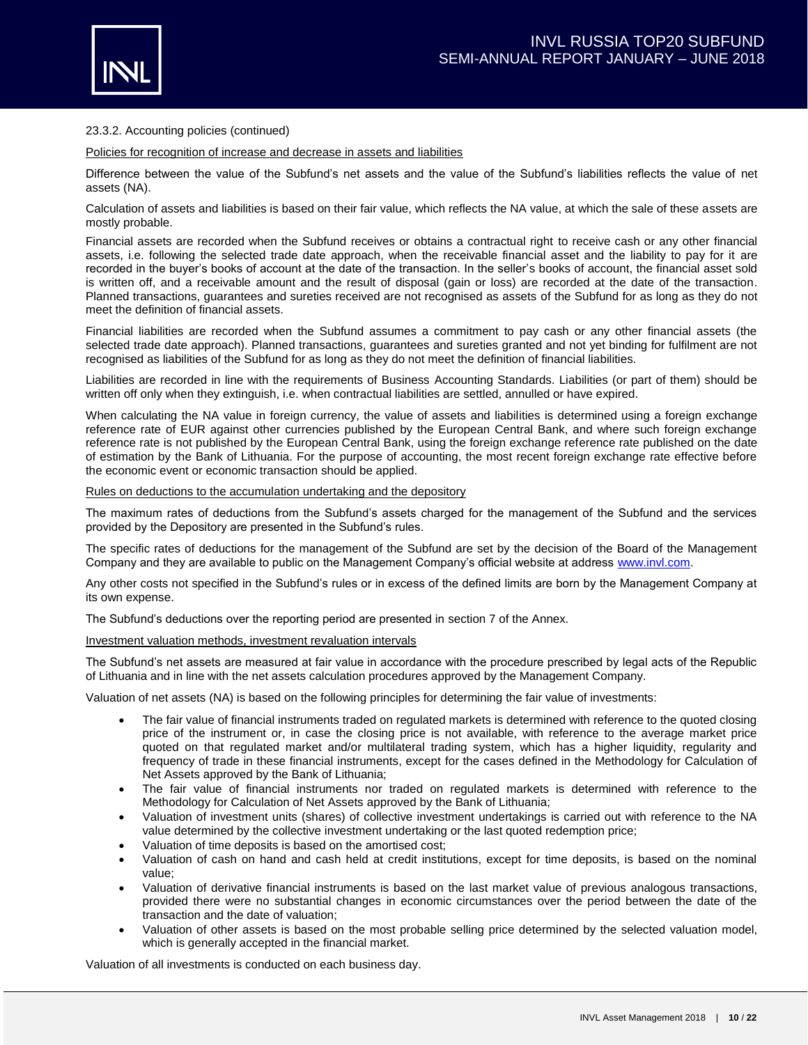23.3.2. Accounting policies (continued)

Policies for recognition of increase and decrease in assets and liabilities

Difference between the value of the Subfund's net assets and the value of the Subfund's liabilities reflects the value of net assets (NA).

Calculation of assets and liabilities is based on their fair value, which reflects the NA value, at which the sale of these assets are mostly probable.

Financial assets are recorded when the Subfund receives or obtains a contractual right to receive cash or any other financial assets, i.e. following the selected trade date approach, when the receivable financial asset and the liability to pay for it are recorded in the buyer's books of account at the date of the transaction. In the seller's books of account, the financial asset sold is written off, and a receivable amount and the result of disposal (gain or loss) are recorded at the date of the transaction. Planned transactions, guarantees and sureties received are not recognised as assets of the Subfund for as long as they do not meet the definition of financial assets.

Financial liabilities are recorded when the Subfund assumes a commitment to pay cash or any other financial assets (the selected trade date approach). Planned transactions, guarantees and sureties granted and not yet binding for fulfilment are not recognised as liabilities of the Subfund for as long as they do not meet the definition of financial liabilities.

Liabilities are recorded in line with the requirements of Business Accounting Standards. Liabilities (or part of them) should be written off only when they extinguish, i.e. when contractual liabilities are settled, annulled or have expired.

When calculating the NA value in foreign currency, the value of assets and liabilities is determined using a foreign exchange reference rate of EUR against other currencies published by the European Central Bank, and where such foreign exchange reference rate is not published by the European Central Bank, using the foreign exchange reference rate published on the date of estimation by the Bank of Lithuania. For the purpose of accounting, the most recent foreign exchange rate effective before the economic event or economic transaction should be applied.

Rules on deductions to the accumulation undertaking and the depository

The maximum rates of deductions from the Subfund's assets charged for the management of the Subfund and the services provided by the Depository are presented in the Subfund's rules.

The specific rates of deductions for the management of the Subfund are set by the decision of the Board of the Management Company and they are available to public on the Management Company's official website at address www.invl.com.

Any other costs not specified in the Subfund's rules or in excess of the defined limits are born by the Management Company at its own expense.

The Subfund's deductions over the reporting period are presented in section 7 of the Annex.

Investment valuation methods, investment revaluation intervals

The Subfund's net assets are measured at fair value in accordance with the procedure prescribed by legal acts of the Republic of Lithuania and in line with the net assets calculation procedures approved by the Management Company.

Valuation of net assets (NA) is based on the following principles for determining the fair value of investments:

- The fair value of financial instruments traded on regulated markets is determined with reference to the quoted closing price of the instrument or, in case the closing price is not available, with reference to the average market price quoted on that regulated market and/or multilateral trading system, which has a higher liquidity, regularity and frequency of trade in these financial instruments, except for the cases defined in the Methodology for Calculation of Net Assets approved by the Bank of Lithuania;
- The fair value of financial instruments nor traded on regulated markets is determined with reference to the Methodology for Calculation of Net Assets approved by the Bank of Lithuania;
- Valuation of investment units (shares) of collective investment undertakings is carried out with reference to the NA value determined by the collective investment undertaking or the last quoted redemption price;
- Valuation of time deposits is based on the amortised cost;
- Valuation of cash on hand and cash held at credit institutions, except for time deposits, is based on the nominal value;
- Valuation of derivative financial instruments is based on the last market value of previous analogous transactions, provided there were no substantial changes in economic circumstances over the period between the date of the transaction and the date of valuation;
- Valuation of other assets is based on the most probable selling price determined by the selected valuation model, which is generally accepted in the financial market.

Valuation of all investments is conducted on each business day.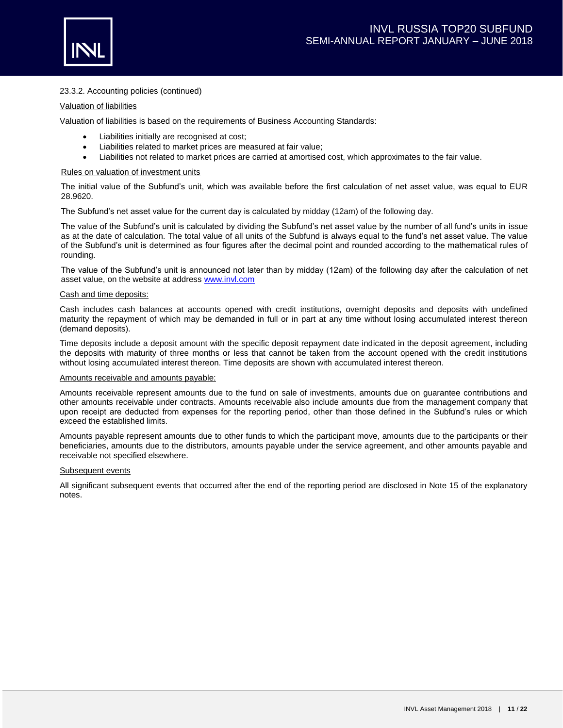23.3.2. Accounting policies (continued)

Valuation of liabilities

Valuation of liabilities is based on the requirements of Business Accounting Standards:

- Liabilities initially are recognised at cost;
- Liabilities related to market prices are measured at fair value;
- Liabilities not related to market prices are carried at amortised cost, which approximates to the fair value.

Rules on valuation of investment units

The initial value of the Subfund's unit, which was available before the first calculation of net asset value, was equal to EUR 28.9620.

The Subfund's net asset value for the current day is calculated by midday (12am) of the following day.

The value of the Subfund's unit is calculated by dividing the Subfund's net asset value by the number of all fund's units in issue as at the date of calculation. The total value of all units of the Subfund is always equal to the fund's net asset value. The value of the Subfund's unit is determined as four figures after the decimal point and rounded according to the mathematical rules of rounding.

The value of the Subfund's unit is announced not later than by midday (12am) of the following day after the calculation of net asset value, on the website at address www.invl.com

Cash and time deposits:

Cash includes cash balances at accounts opened with credit institutions, overnight deposits and deposits with undefined maturity the repayment of which may be demanded in full or in part at any time without losing accumulated interest thereon (demand deposits).

Time deposits include a deposit amount with the specific deposit repayment date indicated in the deposit agreement, including the deposits with maturity of three months or less that cannot be taken from the account opened with the credit institutions without losing accumulated interest thereon. Time deposits are shown with accumulated interest thereon.

Amounts receivable and amounts payable:

Amounts receivable represent amounts due to the fund on sale of investments, amounts due on guarantee contributions and other amounts receivable under contracts. Amounts receivable also include amounts due from the management company that upon receipt are deducted from expenses for the reporting period, other than those defined in the Subfund's rules or which exceed the established limits.

Amounts payable represent amounts due to other funds to which the participant move, amounts due to the participants or their beneficiaries, amounts due to the distributors, amounts payable under the service agreement, and other amounts payable and receivable not specified elsewhere.

Subsequent events

All significant subsequent events that occurred after the end of the reporting period are disclosed in Note 15 of the explanatory notes.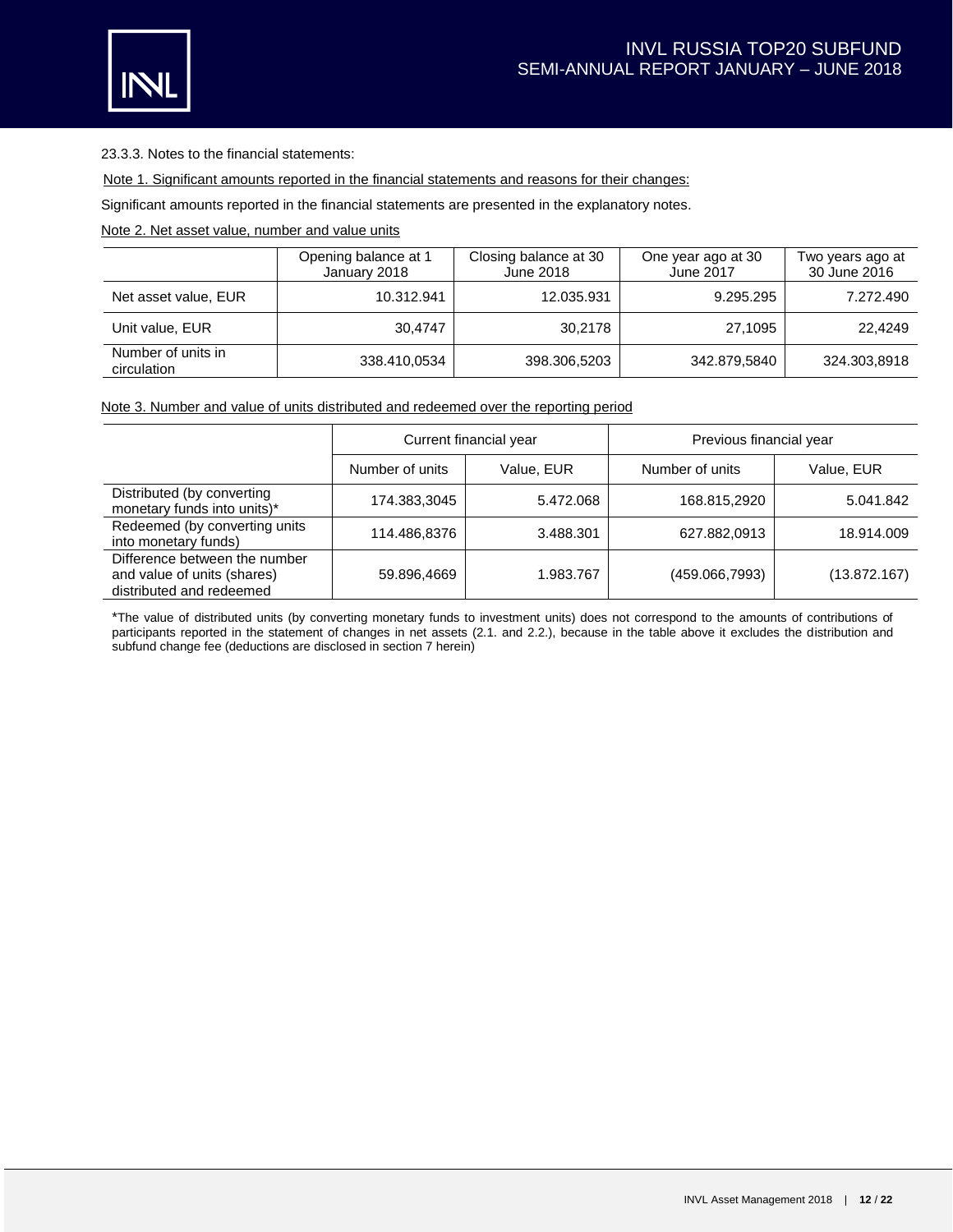23.3.3. Notes to the financial statements:

Note 1. Significant amounts reported in the financial statements and reasons for their changes:

Significant amounts reported in the financial statements are presented in the explanatory notes.

Note 2. Net asset value, number and value units

| | Opening balance at 1 January 2018 | Closing balance at 30 June 2018 | One year ago at 30 June 2017 | Two years ago at 30 June 2016 |
|---|---|---|---|---|
| Net asset value, EUR | 10.312.941 | 12.035.931 | 9.295.295 | 7.272.490 |
| Unit value, EUR | 30,4747 | 30,2178 | 27,1095 | 22,4249 |
| Number of units in circulation | 338.410,0534 | 398.306,5203 | 342.879,5840 | 324.303,8918 |

Note 3. Number and value of units distributed and redeemed over the reporting period

| | Current financial year | | Previous financial year | |
|---|---|---|---|---|
| | Number of units | Value, EUR | Number of units | Value, EUR |
| Distributed (by converting monetary funds into units)* | 174.383,3045 | 5.472.068 | 168.815,2920 | 5.041.842 |
| Redeemed (by converting units into monetary funds) | 114.486,8376 | 3.488.301 | 627.882,0913 | 18.914.009 |
| Difference between the number and value of units (shares) distributed and redeemed | 59.896,4669 | 1.983.767 | (459.066,7993) | (13.872.167) |

*The value of distributed units (by converting monetary funds to investment units) does not correspond to the amounts of contributions of participants reported in the statement of changes in net assets (2.1. and 2.2.), because in the table above it excludes the distribution and subfund change fee (deductions are disclosed in section 7 herein)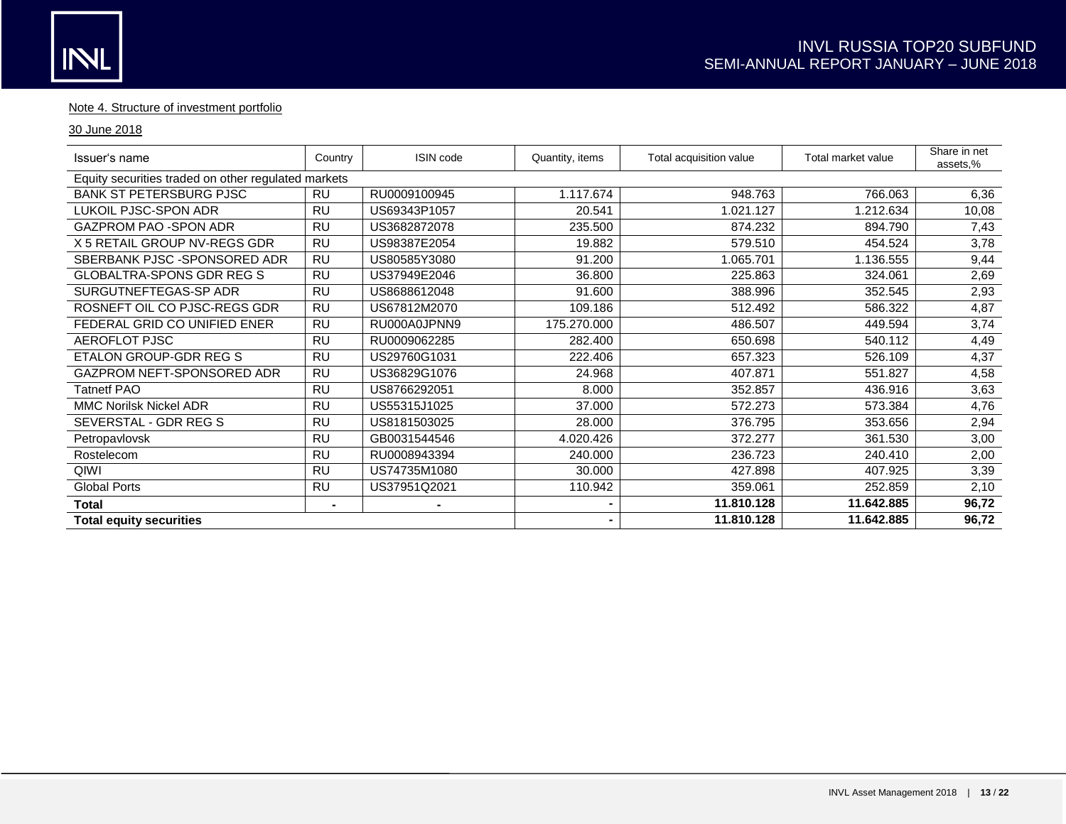Note 4. Structure of investment portfolio

30 June 2018

| Issuer's name | Country | ISIN code | Quantity, items | Total acquisition value | Total market value | Share in net assets,% |
|---|---|---|---|---|---|---|
| Equity securities traded on other regulated markets | | | | | | |
| BANK ST PETERSBURG PJSC | RU | RU0009100945 | 1.117.674 | 948.763 | 766.063 | 6,36 |
| LUKOIL PJSC-SPON ADR | RU | US69343P1057 | 20.541 | 1.021.127 | 1.212.634 | 10,08 |
| GAZPROM PAO -SPON ADR | RU | US3682872078 | 235.500 | 874.232 | 894.790 | 7,43 |
| X 5 RETAIL GROUP NV-REGS GDR | RU | US98387E2054 | 19.882 | 579.510 | 454.524 | 3,78 |
| SBERBANK PJSC -SPONSORED ADR | RU | US80585Y3080 | 91.200 | 1.065.701 | 1.136.555 | 9,44 |
| GLOBALTRA-SPONS GDR REG S | RU | US37949E2046 | 36.800 | 225.863 | 324.061 | 2,69 |
| SURGUTNEFTEGAS-SP ADR | RU | US8688612048 | 91.600 | 388.996 | 352.545 | 2,93 |
| ROSNEFT OIL CO PJSC-REGS GDR | RU | US67812M2070 | 109.186 | 512.492 | 586.322 | 4,87 |
| FEDERAL GRID CO UNIFIED ENER | RU | RU000A0JPNN9 | 175.270.000 | 486.507 | 449.594 | 3,74 |
| AEROFLOT PJSC | RU | RU0009062285 | 282.400 | 650.698 | 540.112 | 4,49 |
| ETALON GROUP-GDR REG S | RU | US29760G1031 | 222.406 | 657.323 | 526.109 | 4,37 |
| GAZPROM NEFT-SPONSORED ADR | RU | US36829G1076 | 24.968 | 407.871 | 551.827 | 4,58 |
| Tatnetf PAO | RU | US8766292051 | 8.000 | 352.857 | 436.916 | 3,63 |
| MMC Norilsk Nickel ADR | RU | US55315J1025 | 37.000 | 572.273 | 573.384 | 4,76 |
| SEVERSTAL - GDR REG S | RU | US8181503025 | 28.000 | 376.795 | 353.656 | 2,94 |
| Petropavlovsk | RU | GB0031544546 | 4.020.426 | 372.277 | 361.530 | 3,00 |
| Rostelecom | RU | RU0008943394 | 240.000 | 236.723 | 240.410 | 2,00 |
| QIWI | RU | US74735M1080 | 30.000 | 427.898 | 407.925 | 3,39 |
| Global Ports | RU | US37951Q2021 | 110.942 | 359.061 | 252.859 | 2,10 |
| **Total** | **-** | **-** | **-** | **11.810.128** | **11.642.885** | **96,72** |
| **Total equity securities** | | | **-** | **11.810.128** | **11.642.885** | **96,72** |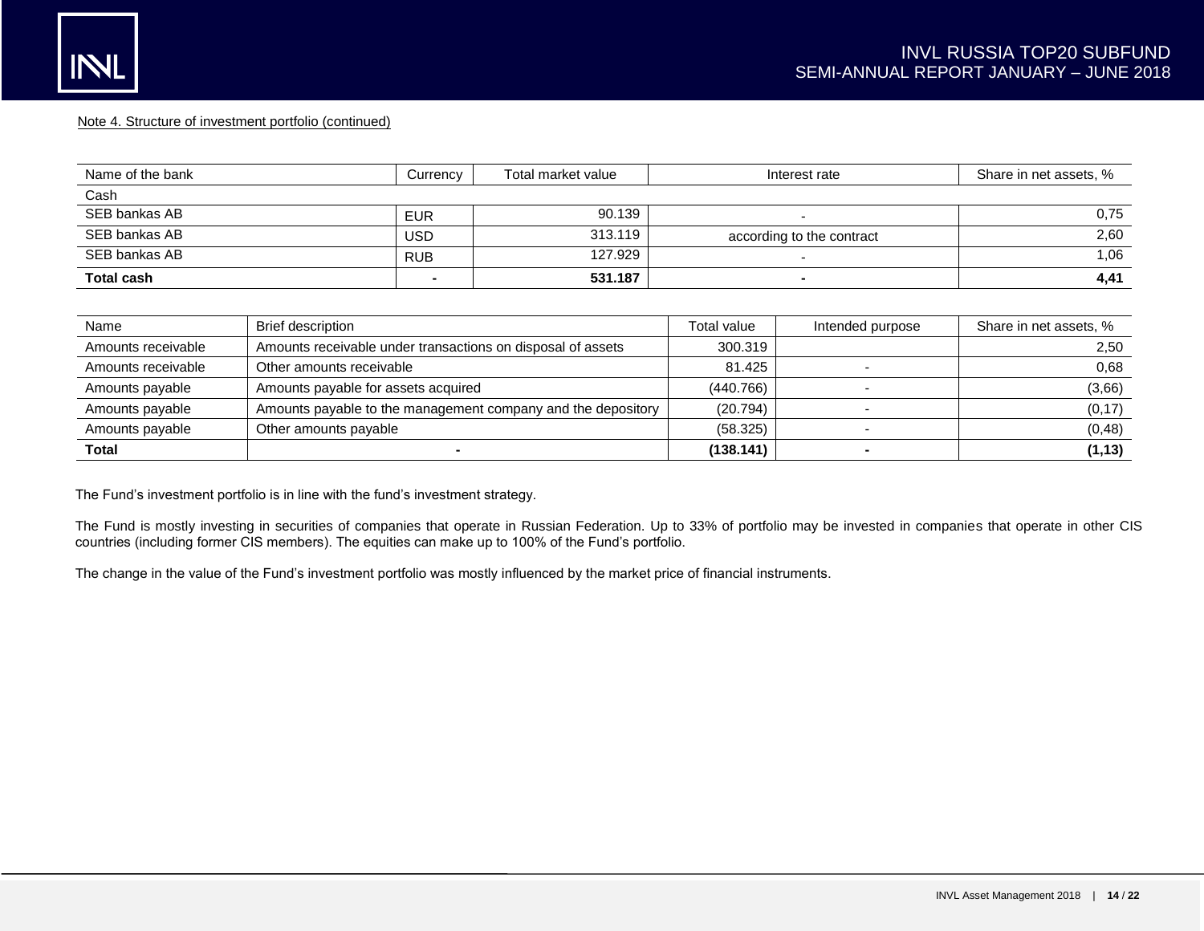Note 4. Structure of investment portfolio (continued)

| Name of the bank | Currency | Total market value | Interest rate | Share in net assets, % |
|---|---|---|---|---|
| Cash | | | | |
| SEB bankas AB | EUR | 90.139 | - | 0,75 |
| SEB bankas AB | USD | 313.119 | according to the contract | 2,60 |
| SEB bankas AB | RUB | 127.929 | - | 1,06 |
| **Total cash** | **-** | **531.187** | **-** | **4,41** |

| Name | Brief description | Total value | Intended purpose | Share in net assets, % |
|---|---|---|---|---|
| Amounts receivable | Amounts receivable under transactions on disposal of assets | 300.319 | | 2,50 |
| Amounts receivable | Other amounts receivable | 81.425 | - | 0,68 |
| Amounts payable | Amounts payable for assets acquired | (440.766) | - | (3,66) |
| Amounts payable | Amounts payable to the management company and the depository | (20.794) | - | (0,17) |
| Amounts payable | Other amounts payable | (58.325) | - | (0,48) |
| **Total** | **-** | **(138.141)** | **-** | **(1,13)** |

The Fund's investment portfolio is in line with the fund's investment strategy.

The Fund is mostly investing in securities of companies that operate in Russian Federation. Up to 33% of portfolio may be invested in companies that operate in other CIS countries (including former CIS members). The equities can make up to 100% of the Fund's portfolio.

The change in the value of the Fund's investment portfolio was mostly influenced by the market price of financial instruments.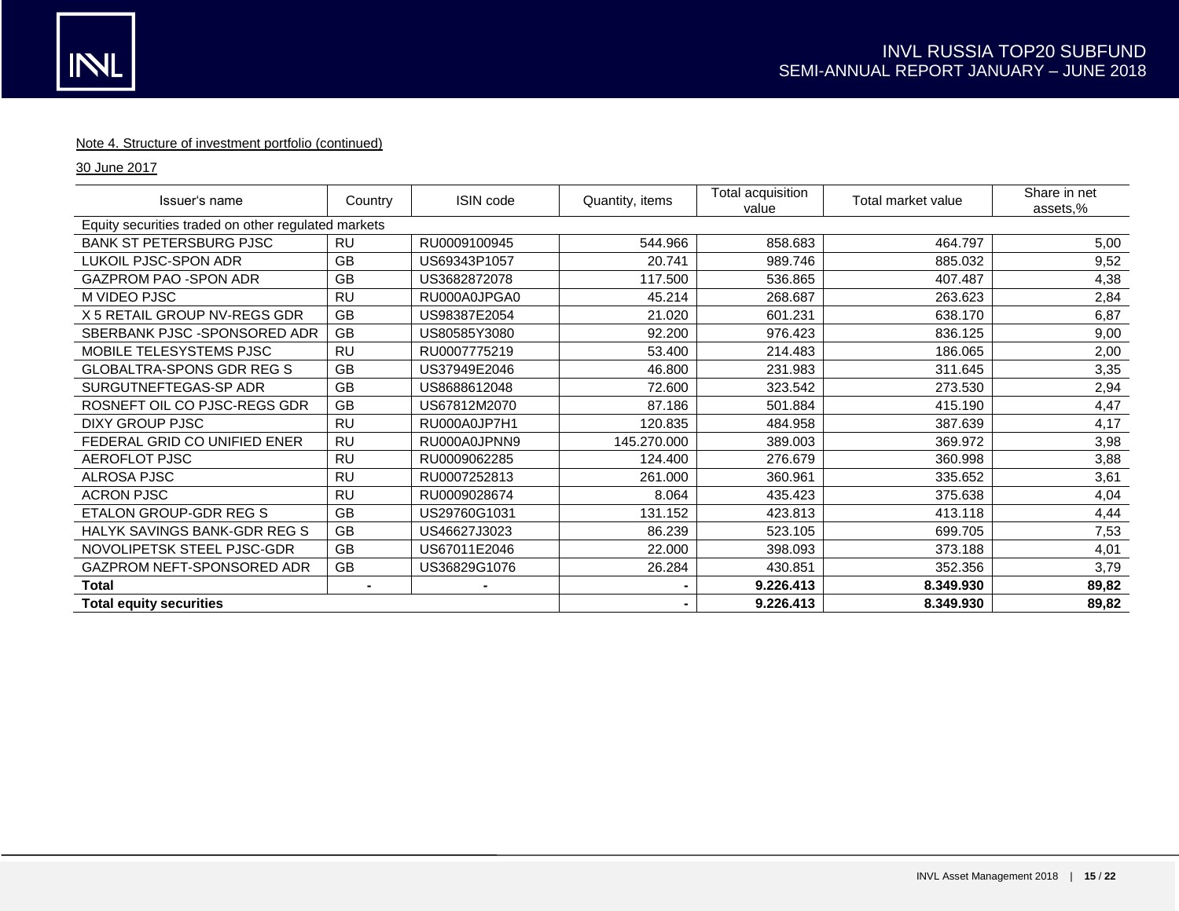Note 4. Structure of investment portfolio (continued)

30 June 2017

| Issuer's name | Country | ISIN code | Quantity, items | Total acquisition value | Total market value | Share in net assets,% |
|---|---|---|---|---|---|---|
| Equity securities traded on other regulated markets | | | | | | |
| BANK ST PETERSBURG PJSC | RU | RU0009100945 | 544.966 | 858.683 | 464.797 | 5,00 |
| LUKOIL PJSC-SPON ADR | GB | US69343P1057 | 20.741 | 989.746 | 885.032 | 9,52 |
| GAZPROM PAO -SPON ADR | GB | US3682872078 | 117.500 | 536.865 | 407.487 | 4,38 |
| M VIDEO PJSC | RU | RU000A0JPGA0 | 45.214 | 268.687 | 263.623 | 2,84 |
| X 5 RETAIL GROUP NV-REGS GDR | GB | US98387E2054 | 21.020 | 601.231 | 638.170 | 6,87 |
| SBERBANK PJSC -SPONSORED ADR | GB | US80585Y3080 | 92.200 | 976.423 | 836.125 | 9,00 |
| MOBILE TELESYSTEMS PJSC | RU | RU0007775219 | 53.400 | 214.483 | 186.065 | 2,00 |
| GLOBALTRA-SPONS GDR REG S | GB | US37949E2046 | 46.800 | 231.983 | 311.645 | 3,35 |
| SURGUTNEFTEGAS-SP ADR | GB | US8688612048 | 72.600 | 323.542 | 273.530 | 2,94 |
| ROSNEFT OIL CO PJSC-REGS GDR | GB | US67812M2070 | 87.186 | 501.884 | 415.190 | 4,47 |
| DIXY GROUP PJSC | RU | RU000A0JP7H1 | 120.835 | 484.958 | 387.639 | 4,17 |
| FEDERAL GRID CO UNIFIED ENER | RU | RU000A0JPNN9 | 145.270.000 | 389.003 | 369.972 | 3,98 |
| AEROFLOT PJSC | RU | RU0009062285 | 124.400 | 276.679 | 360.998 | 3,88 |
| ALROSA PJSC | RU | RU0007252813 | 261.000 | 360.961 | 335.652 | 3,61 |
| ACRON PJSC | RU | RU0009028674 | 8.064 | 435.423 | 375.638 | 4,04 |
| ETALON GROUP-GDR REG S | GB | US29760G1031 | 131.152 | 423.813 | 413.118 | 4,44 |
| HALYK SAVINGS BANK-GDR REG S | GB | US46627J3023 | 86.239 | 523.105 | 699.705 | 7,53 |
| NOVOLIPETSK STEEL PJSC-GDR | GB | US67011E2046 | 22.000 | 398.093 | 373.188 | 4,01 |
| GAZPROM NEFT-SPONSORED ADR | GB | US36829G1076 | 26.284 | 430.851 | 352.356 | 3,79 |
| **Total** | **-** | **-** | **-** | **9.226.413** | **8.349.930** | **89,82** |
| **Total equity securities** | | | **-** | **9.226.413** | **8.349.930** | **89,82** |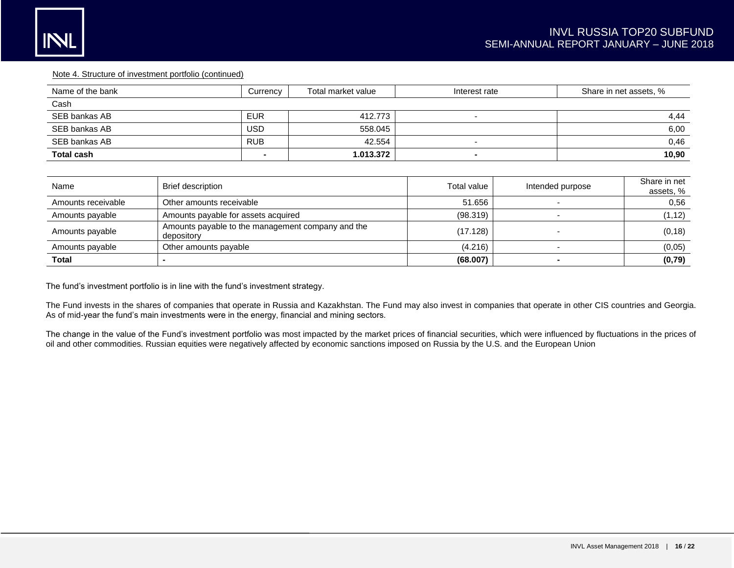Note 4. Structure of investment portfolio (continued)

| Name of the bank | Currency | Total market value | Interest rate | Share in net assets, % |
|---|---|---|---|---|
| Cash | | | | |
| SEB bankas AB | EUR | 412.773 | - | 4,44 |
| SEB bankas AB | USD | 558.045 | | 6,00 |
| SEB bankas AB | RUB | 42.554 | - | 0,46 |
| **Total cash** | **-** | **1.013.372** | **-** | **10,90** |

| Name | Brief description | Total value | Intended purpose | Share in net assets, % |
|---|---|---|---|---|
| Amounts receivable | Other amounts receivable | 51.656 | - | 0,56 |
| Amounts payable | Amounts payable for assets acquired | (98.319) | - | (1,12) |
| Amounts payable | Amounts payable to the management company and the depository | (17.128) | - | (0,18) |
| Amounts payable | Other amounts payable | (4.216) | - | (0,05) |
| **Total** | **-** | **(68.007)** | **-** | **(0,79)** |

The fund's investment portfolio is in line with the fund's investment strategy.

The Fund invests in the shares of companies that operate in Russia and Kazakhstan. The Fund may also invest in companies that operate in other CIS countries and Georgia. As of mid-year the fund's main investments were in the energy, financial and mining sectors.

The change in the value of the Fund's investment portfolio was most impacted by the market prices of financial securities, which were influenced by fluctuations in the prices of oil and other commodities. Russian equities were negatively affected by economic sanctions imposed on Russia by the U.S. and the European Union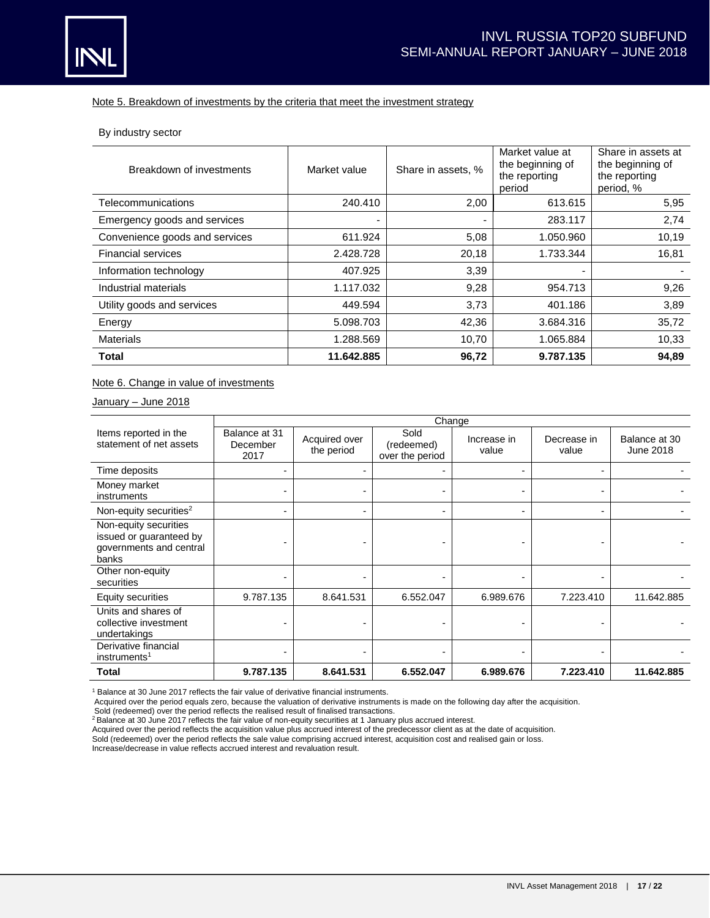Note 5. Breakdown of investments by the criteria that meet the investment strategy

By industry sector

| Breakdown of investments | Market value | Share in assets, % | Market value at the beginning of the reporting period | Share in assets at the beginning of the reporting period, % |
|---|---|---|---|---|
| Telecommunications | 240.410 | 2,00 | 613.615 | 5,95 |
| Emergency goods and services | - | - | 283.117 | 2,74 |
| Convenience goods and services | 611.924 | 5,08 | 1.050.960 | 10,19 |
| Financial services | 2.428.728 | 20,18 | 1.733.344 | 16,81 |
| Information technology | 407.925 | 3,39 | - | - |
| Industrial materials | 1.117.032 | 9,28 | 954.713 | 9,26 |
| Utility goods and services | 449.594 | 3,73 | 401.186 | 3,89 |
| Energy | 5.098.703 | 42,36 | 3.684.316 | 35,72 |
| Materials | 1.288.569 | 10,70 | 1.065.884 | 10,33 |
| **Total** | **11.642.885** | **96,72** | **9.787.135** | **94,89** |

Note 6. Change in value of investments

January – June 2018

| Items reported in the statement of net assets | Balance at 31 December 2017 | Change | | | | Balance at 30 June 2018 |
|---|---|---|---|---|---|---|
| | | Acquired over the period | Sold (redeemed) over the period | Increase in value | Decrease in value | |
| Time deposits | - | - | - | - | - | - |
| Money market instruments | - | - | - | - | - | - |
| Non-equity securities[2] | - | - | - | - | - | - |
| Non-equity securities issued or guaranteed by governments and central banks | - | - | - | - | - | - |
| Other non-equity securities | - | - | - | - | - | - |
| Equity securities | 9.787.135 | 8.641.531 | 6.552.047 | 6.989.676 | 7.223.410 | 11.642.885 |
| Units and shares of collective investment undertakings | - | - | - | - | - | - |
| Derivative financial instruments[1] | - | - | - | - | - | - |
| **Total** | **9.787.135** | **8.641.531** | **6.552.047** | **6.989.676** | **7.223.410** | **11.642.885** |

[1] Balance at 30 June 2017 reflects the fair value of derivative financial instruments.
Acquired over the period equals zero, because the valuation of derivative instruments is made on the following day after the acquisition.
Sold (redeemed) over the period reflects the realised result of finalised transactions.
[2] Balance at 30 June 2017 reflects the fair value of non-equity securities at 1 January plus accrued interest.
Acquired over the period reflects the acquisition value plus accrued interest of the predecessor client as at the date of acquisition.
Sold (redeemed) over the period reflects the sale value comprising accrued interest, acquisition cost and realised gain or loss.
Increase/decrease in value reflects accrued interest and revaluation result.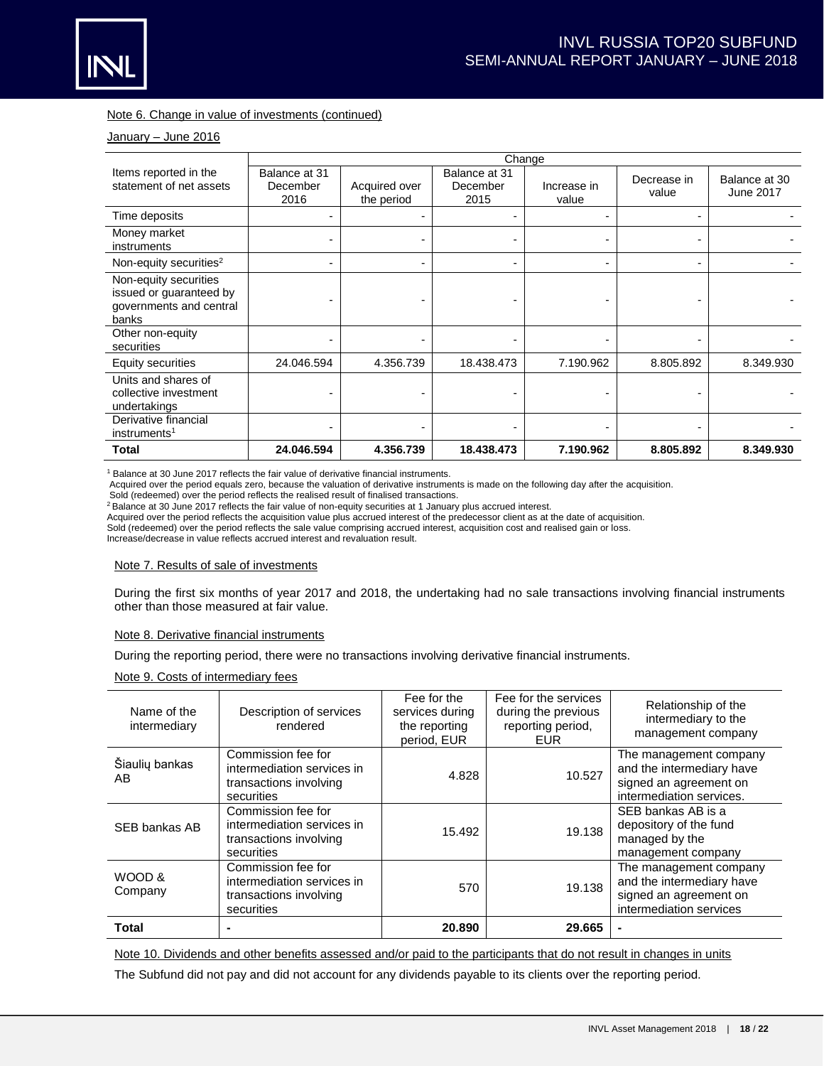Note 6. Change in value of investments (continued)

January – June 2016

| Items reported in the statement of net assets | Change | | | | | |
|---|---|---|---|---|---|---|
| | Balance at 31 December 2016 | Acquired over the period | Balance at 31 December 2015 | Increase in value | Decrease in value | Balance at 30 June 2017 |
| Time deposits | - | - | - | - | - | - |
| Money market instruments | - | - | - | - | - | - |
| Non-equity securities[2] | - | - | - | - | - | - |
| Non-equity securities issued or guaranteed by governments and central banks | - | - | - | - | - | - |
| Other non-equity securities | - | - | - | - | - | - |
| Equity securities | 24.046.594 | 4.356.739 | 18.438.473 | 7.190.962 | 8.805.892 | 8.349.930 |
| Units and shares of collective investment undertakings | - | - | - | - | - | - |
| Derivative financial instruments[1] | - | - | - | - | - | - |
| **Total** | **24.046.594** | **4.356.739** | **18.438.473** | **7.190.962** | **8.805.892** | **8.349.930** |

[1] Balance at 30 June 2017 reflects the fair value of derivative financial instruments.
Acquired over the period equals zero, because the valuation of derivative instruments is made on the following day after the acquisition.
Sold (redeemed) over the period reflects the realised result of finalised transactions.
[2] Balance at 30 June 2017 reflects the fair value of non-equity securities at 1 January plus accrued interest.
Acquired over the period reflects the acquisition value plus accrued interest of the predecessor client as at the date of acquisition.
Sold (redeemed) over the period reflects the sale value comprising accrued interest, acquisition cost and realised gain or loss.
Increase/decrease in value reflects accrued interest and revaluation result.

Note 7. Results of sale of investments

During the first six months of year 2017 and 2018, the undertaking had no sale transactions involving financial instruments other than those measured at fair value.

Note 8. Derivative financial instruments

During the reporting period, there were no transactions involving derivative financial instruments.

Note 9. Costs of intermediary fees

| Name of the intermediary | Description of services rendered | Fee for the services during the reporting period, EUR | Fee for the services during the previous reporting period, EUR | Relationship of the intermediary to the management company |
|---|---|---|---|---|
| Šiaulių bankas AB | Commission fee for intermediation services in transactions involving securities | 4.828 | 10.527 | The management company and the intermediary have signed an agreement on intermediation services. |
| SEB bankas AB | Commission fee for intermediation services in transactions involving securities | 15.492 | 19.138 | SEB bankas AB is a depository of the fund managed by the management company |
| WOOD & Company | Commission fee for intermediation services in transactions involving securities | 570 | 19.138 | The management company and the intermediary have signed an agreement on intermediation services |
| **Total** | - | **20.890** | **29.665** | - |

Note 10. Dividends and other benefits assessed and/or paid to the participants that do not result in changes in units

The Subfund did not pay and did not account for any dividends payable to its clients over the reporting period.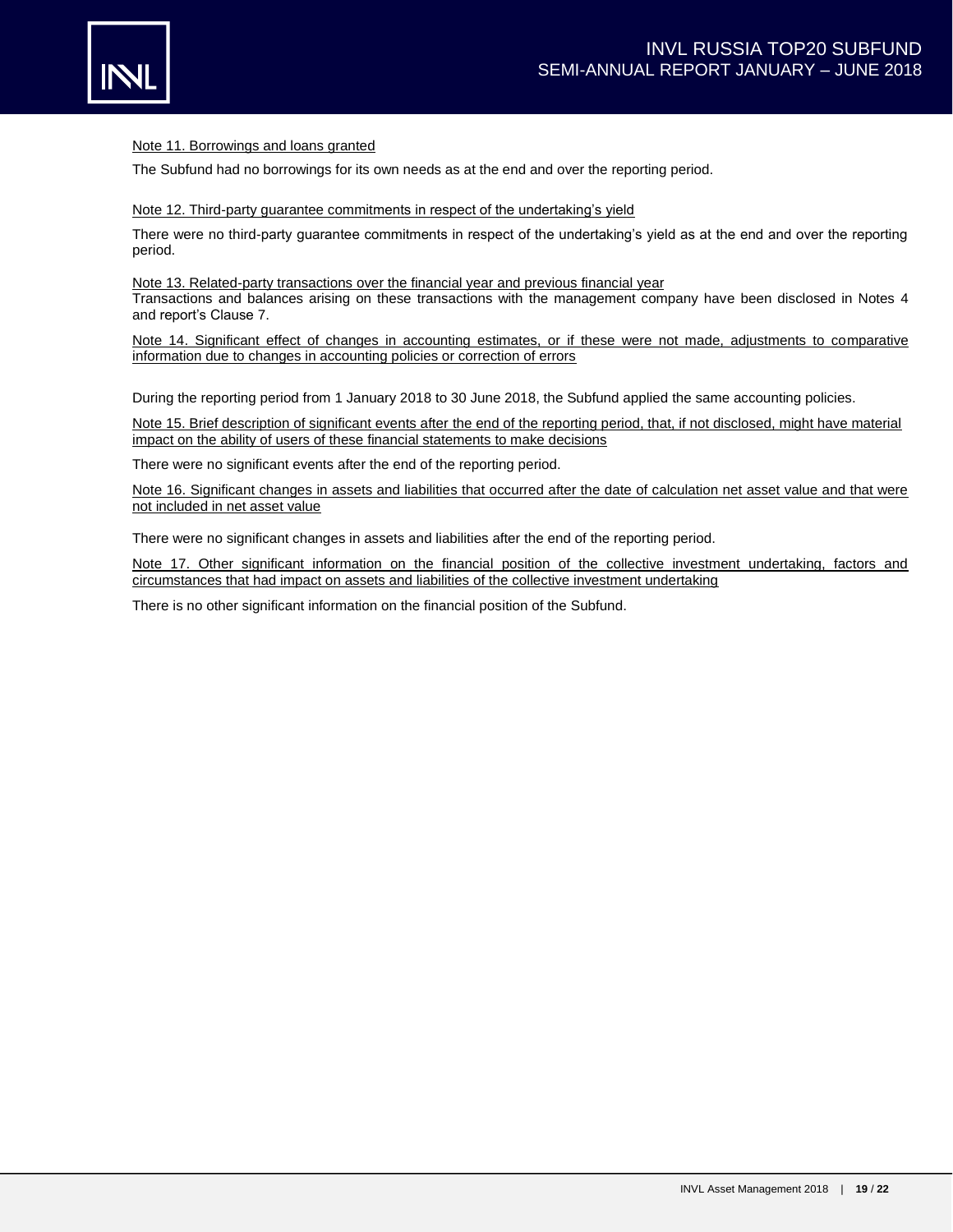Note 11. Borrowings and loans granted

The Subfund had no borrowings for its own needs as at the end and over the reporting period.

Note 12. Third-party guarantee commitments in respect of the undertaking's yield

There were no third-party guarantee commitments in respect of the undertaking's yield as at the end and over the reporting period.

Note 13. Related-party transactions over the financial year and previous financial year

Transactions and balances arising on these transactions with the management company have been disclosed in Notes 4 and report's Clause 7.

Note 14. Significant effect of changes in accounting estimates, or if these were not made, adjustments to comparative information due to changes in accounting policies or correction of errors

During the reporting period from 1 January 2018 to 30 June 2018, the Subfund applied the same accounting policies.

Note 15. Brief description of significant events after the end of the reporting period, that, if not disclosed, might have material impact on the ability of users of these financial statements to make decisions

There were no significant events after the end of the reporting period.

Note 16. Significant changes in assets and liabilities that occurred after the date of calculation net asset value and that were not included in net asset value

There were no significant changes in assets and liabilities after the end of the reporting period.

Note 17. Other significant information on the financial position of the collective investment undertaking, factors and circumstances that had impact on assets and liabilities of the collective investment undertaking

There is no other significant information on the financial position of the Subfund.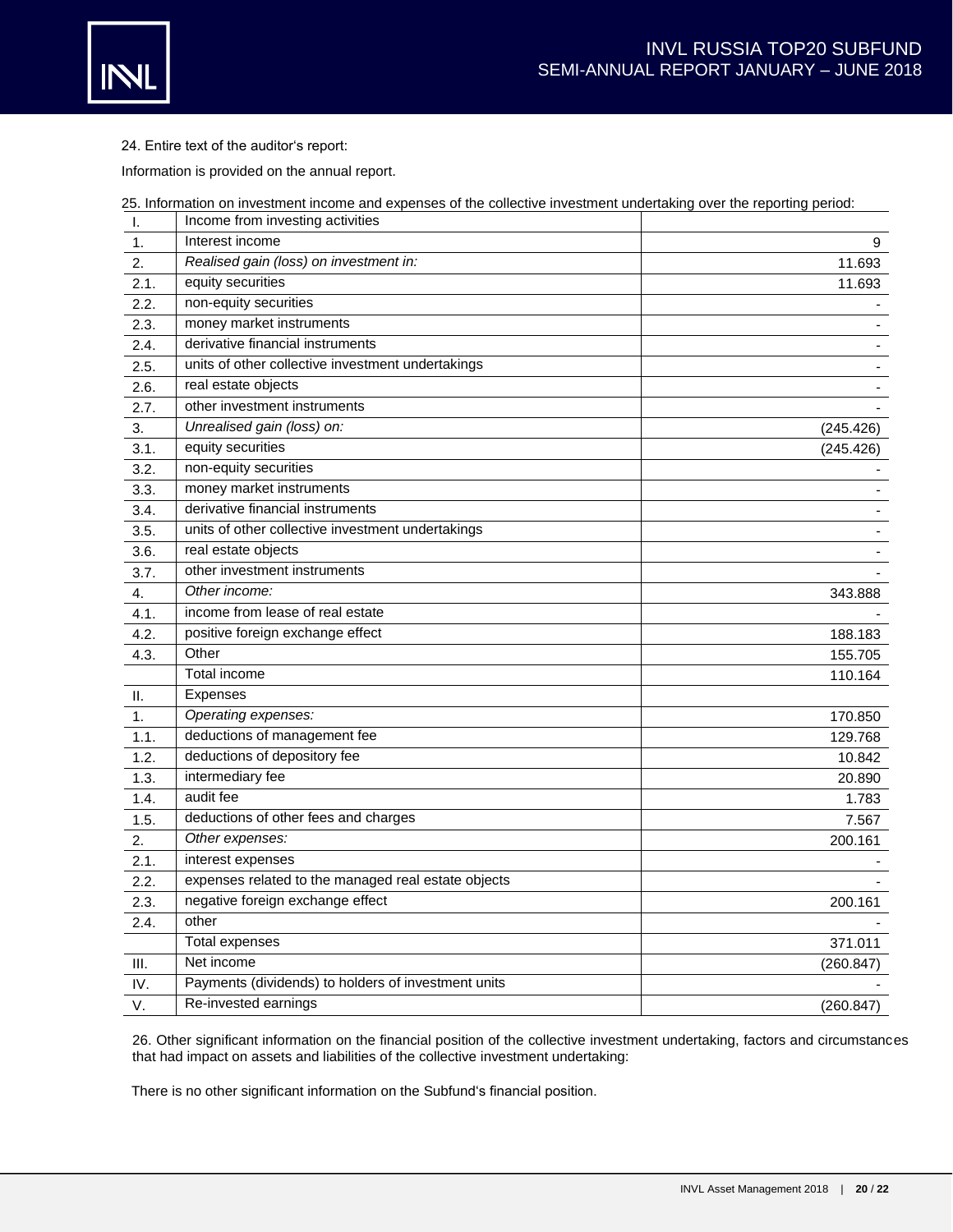24. Entire text of the auditor's report:

Information is provided on the annual report.

25. Information on investment income and expenses of the collective investment undertaking over the reporting period:

| I. | Income from investing activities | |
|---|---|---|
| 1. | Interest income | 9 |
| 2. | *Realised gain (loss) on investment in:* | 11.693 |
| 2.1. | equity securities | 11.693 |
| 2.2. | non-equity securities | - |
| 2.3. | money market instruments | - |
| 2.4. | derivative financial instruments | - |
| 2.5. | units of other collective investment undertakings | - |
| 2.6. | real estate objects | - |
| 2.7. | other investment instruments | - |
| 3. | *Unrealised gain (loss) on:* | (245.426) |
| 3.1. | equity securities | (245.426) |
| 3.2. | non-equity securities | - |
| 3.3. | money market instruments | - |
| 3.4. | derivative financial instruments | - |
| 3.5. | units of other collective investment undertakings | - |
| 3.6. | real estate objects | - |
| 3.7. | other investment instruments | - |
| 4. | *Other income:* | 343.888 |
| 4.1. | income from lease of real estate | - |
| 4.2. | positive foreign exchange effect | 188.183 |
| 4.3. | Other | 155.705 |
| | Total income | 110.164 |
| II. | Expenses | |
| 1. | *Operating expenses:* | 170.850 |
| 1.1. | deductions of management fee | 129.768 |
| 1.2. | deductions of depository fee | 10.842 |
| 1.3. | intermediary fee | 20.890 |
| 1.4. | audit fee | 1.783 |
| 1.5. | deductions of other fees and charges | 7.567 |
| 2. | *Other expenses:* | 200.161 |
| 2.1. | interest expenses | - |
| 2.2. | expenses related to the managed real estate objects | - |
| 2.3. | negative foreign exchange effect | 200.161 |
| 2.4. | other | - |
| | Total expenses | 371.011 |
| III. | Net income | (260.847) |
| IV. | Payments (dividends) to holders of investment units | - |
| V. | Re-invested earnings | (260.847) |

26. Other significant information on the financial position of the collective investment undertaking, factors and circumstances that had impact on assets and liabilities of the collective investment undertaking:

There is no other significant information on the Subfund's financial position.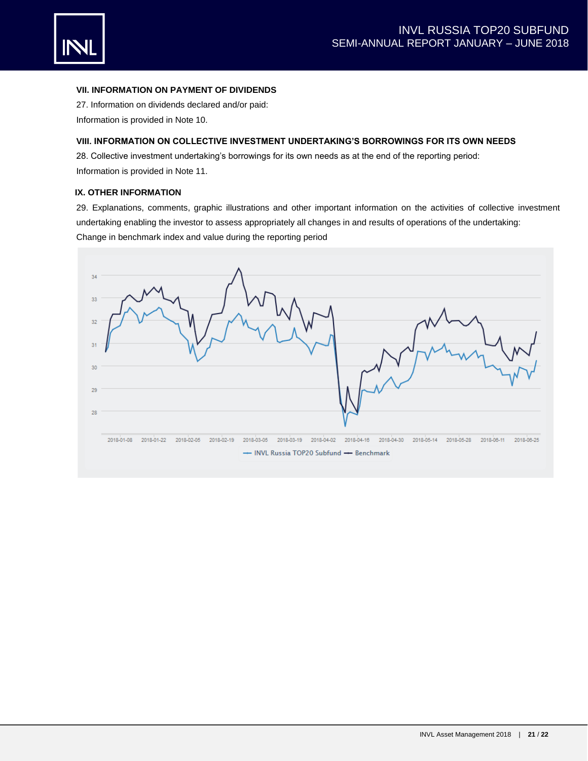### VII. INFORMATION ON PAYMENT OF DIVIDENDS

27. Information on dividends declared and/or paid:

Information is provided in Note 10.

### VIII. INFORMATION ON COLLECTIVE INVESTMENT UNDERTAKING'S BORROWINGS FOR ITS OWN NEEDS

28. Collective investment undertaking's borrowings for its own needs as at the end of the reporting period:

Information is provided in Note 11.

### IX. OTHER INFORMATION

29. Explanations, comments, graphic illustrations and other important information on the activities of collective investment undertaking enabling the investor to assess appropriately all changes in and results of operations of the undertaking:

Change in benchmark index and value during the reporting period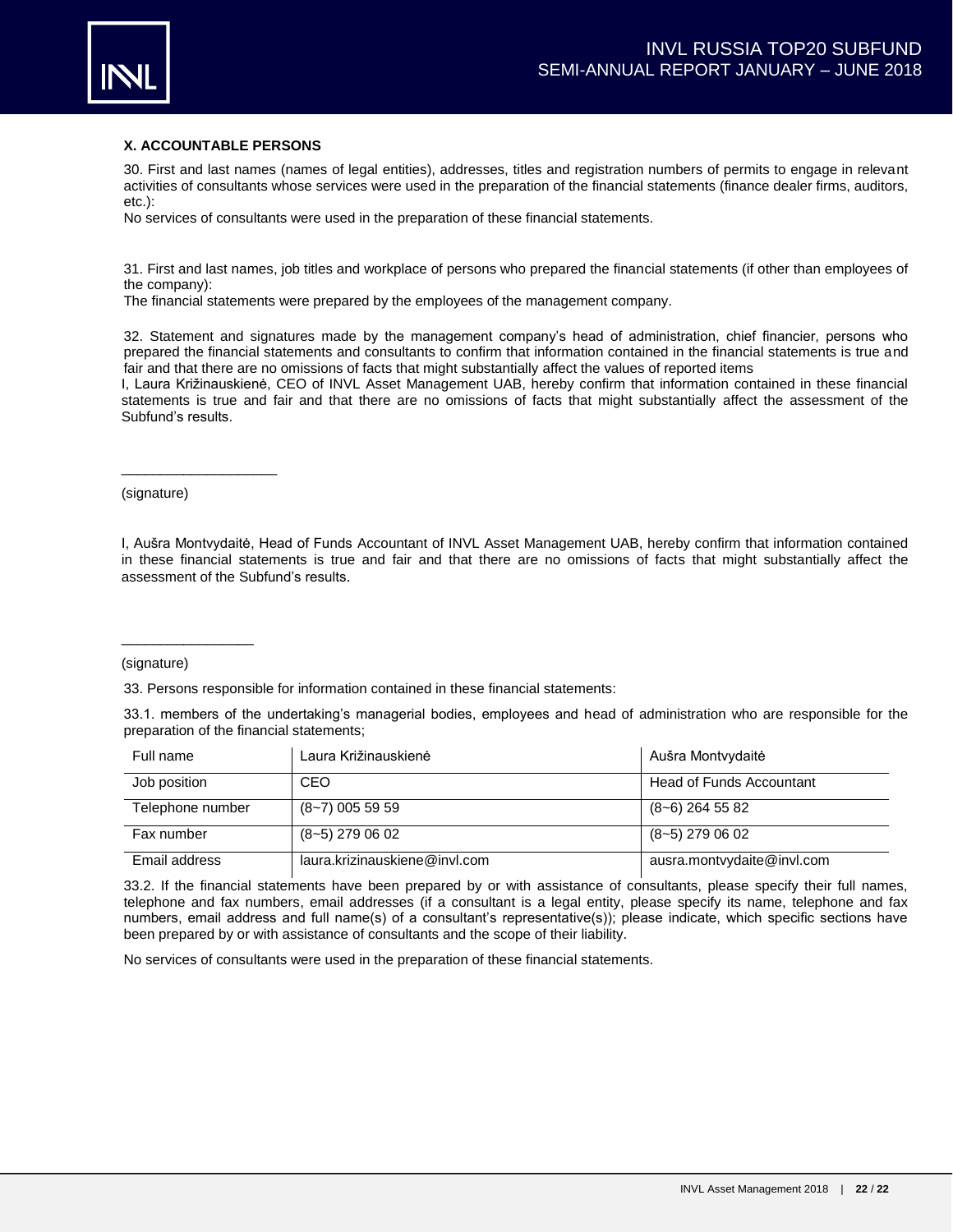### X. ACCOUNTABLE PERSONS

30. First and last names (names of legal entities), addresses, titles and registration numbers of permits to engage in relevant activities of consultants whose services were used in the preparation of the financial statements (finance dealer firms, auditors, etc.):

No services of consultants were used in the preparation of these financial statements.

31. First and last names, job titles and workplace of persons who prepared the financial statements (if other than employees of the company):

The financial statements were prepared by the employees of the management company.

32. Statement and signatures made by the management company's head of administration, chief financier, persons who prepared the financial statements and consultants to confirm that information contained in the financial statements is true and fair and that there are no omissions of facts that might substantially affect the values of reported items

I, Laura Križinauskienė, CEO of INVL Asset Management UAB, hereby confirm that information contained in these financial statements is true and fair and that there are no omissions of facts that might substantially affect the assessment of the Subfund's results.

____________________

(signature)

I, Aušra Montvydaitė, Head of Funds Accountant of INVL Asset Management UAB, hereby confirm that information contained in these financial statements is true and fair and that there are no omissions of facts that might substantially affect the assessment of the Subfund's results.

_________________

(signature)

33. Persons responsible for information contained in these financial statements:

33.1. members of the undertaking's managerial bodies, employees and head of administration who are responsible for the preparation of the financial statements;

| Full name | Laura Križinauskienė | Aušra Montvydaitė |
|---|---|---|
| Job position | CEO | Head of Funds Accountant |
| Telephone number | (8~7) 005 59 59 | (8~6) 264 55 82 |
| Fax number | (8~5) 279 06 02 | (8~5) 279 06 02 |
| Email address | laura.krizinauskiene@invl.com | ausra.montvydaite@invl.com |

33.2. If the financial statements have been prepared by or with assistance of consultants, please specify their full names, telephone and fax numbers, email addresses (if a consultant is a legal entity, please specify its name, telephone and fax numbers, email address and full name(s) of a consultant's representative(s)); please indicate, which specific sections have been prepared by or with assistance of consultants and the scope of their liability.

No services of consultants were used in the preparation of these financial statements.